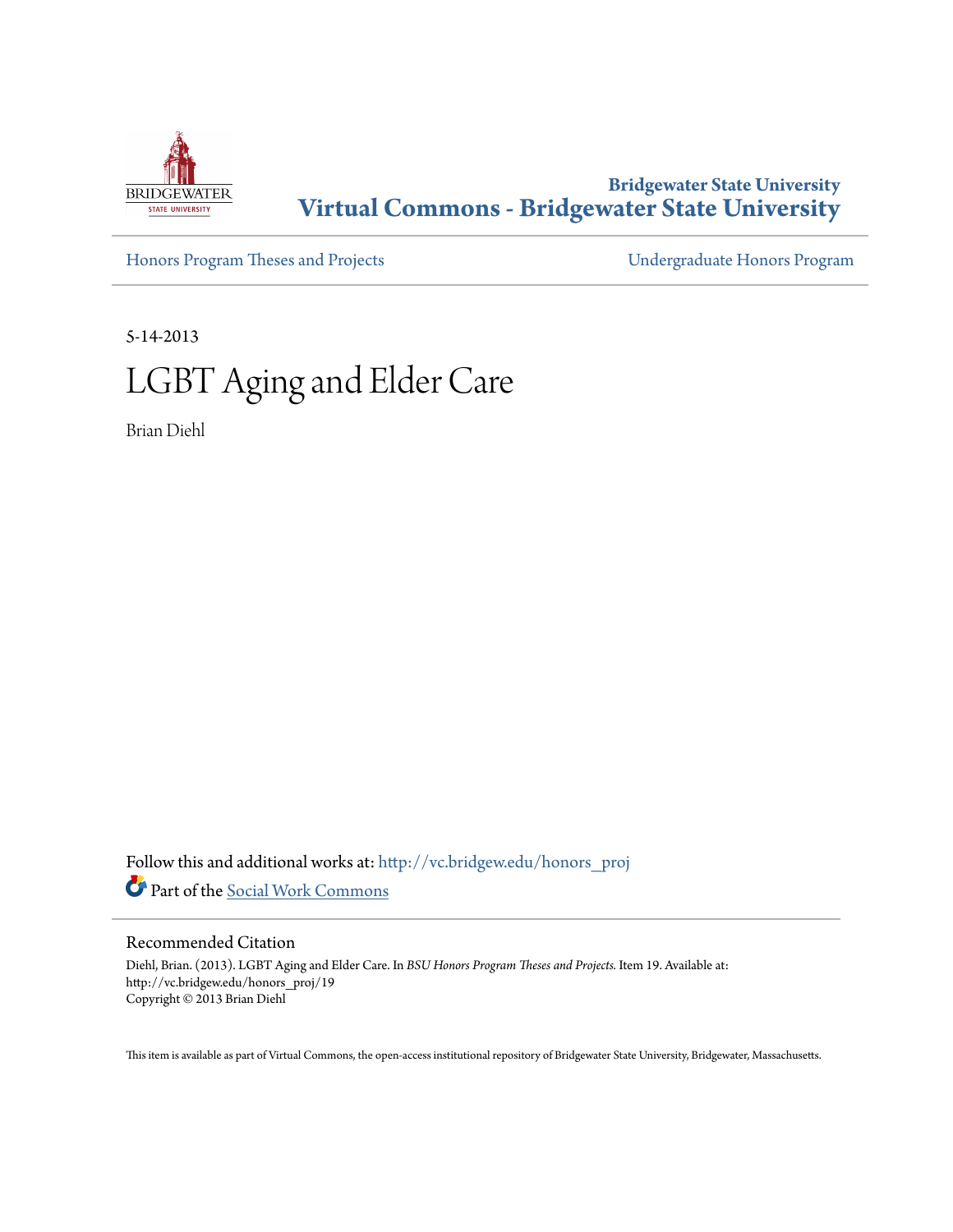Bridgewater State University

**Virtual Commons - Bridgewater State University**

Honors Program Theses and Projects

Undergraduate Honors Program

5-14-2013

# LGBT Aging and Elder Care

Brian Diehl

Follow this and additional works at: http://vc.bridgew.edu/honors_proj

Part of the Social Work Commons

## Recommended Citation

Diehl, Brian. (2013). LGBT Aging and Elder Care. In *BSU Honors Program Theses and Projects.* Item 19. Available at: http://vc.bridgew.edu/honors_proj/19
Copyright © 2013 Brian Diehl

This item is available as part of Virtual Commons, the open-access institutional repository of Bridgewater State University, Bridgewater, Massachusetts.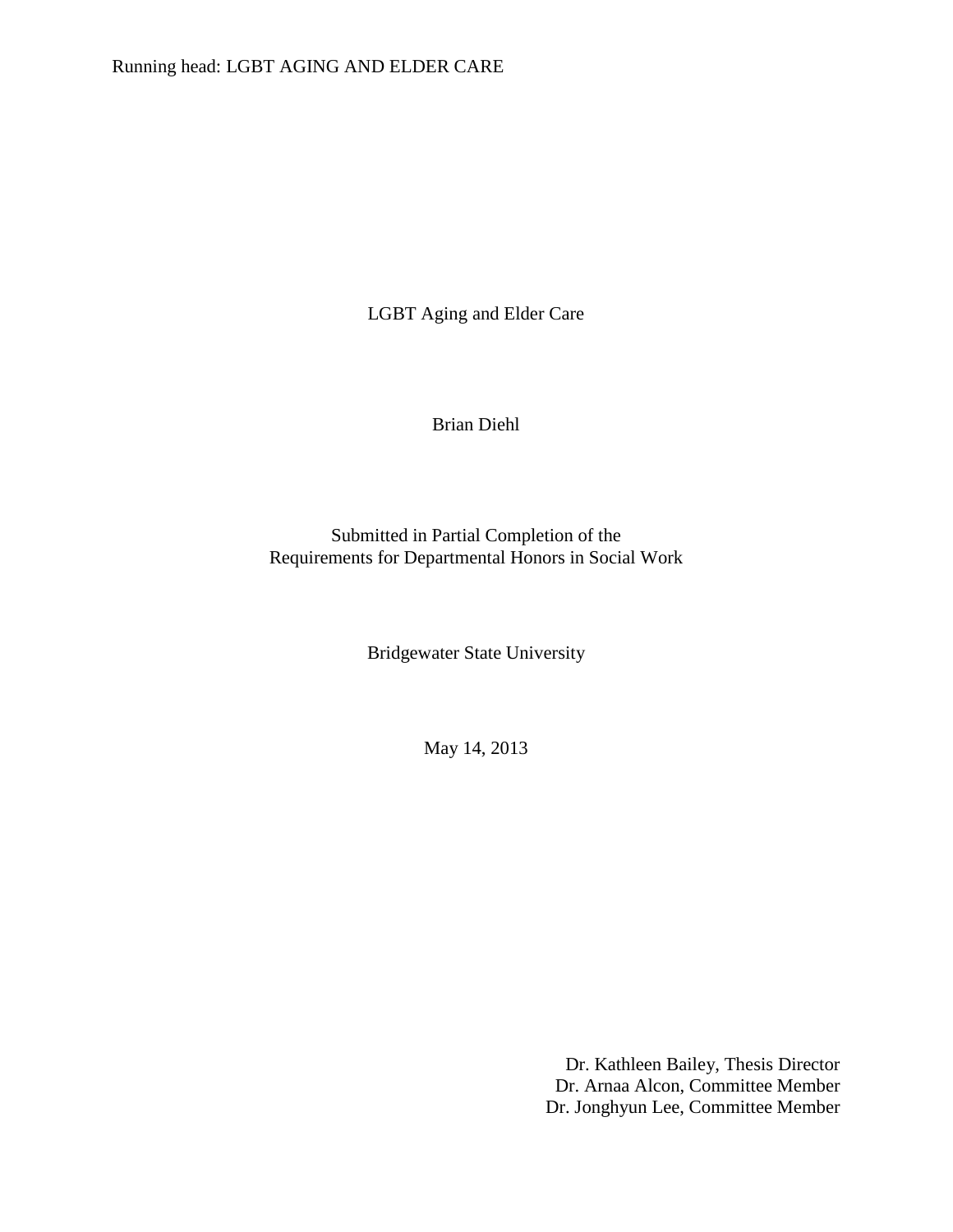# LGBT Aging and Elder Care

Brian Diehl

Submitted in Partial Completion of the
Requirements for Departmental Honors in Social Work

Bridgewater State University

May 14, 2013

Dr. Kathleen Bailey, Thesis Director
Dr. Arnaa Alcon, Committee Member
Dr. Jonghyun Lee, Committee Member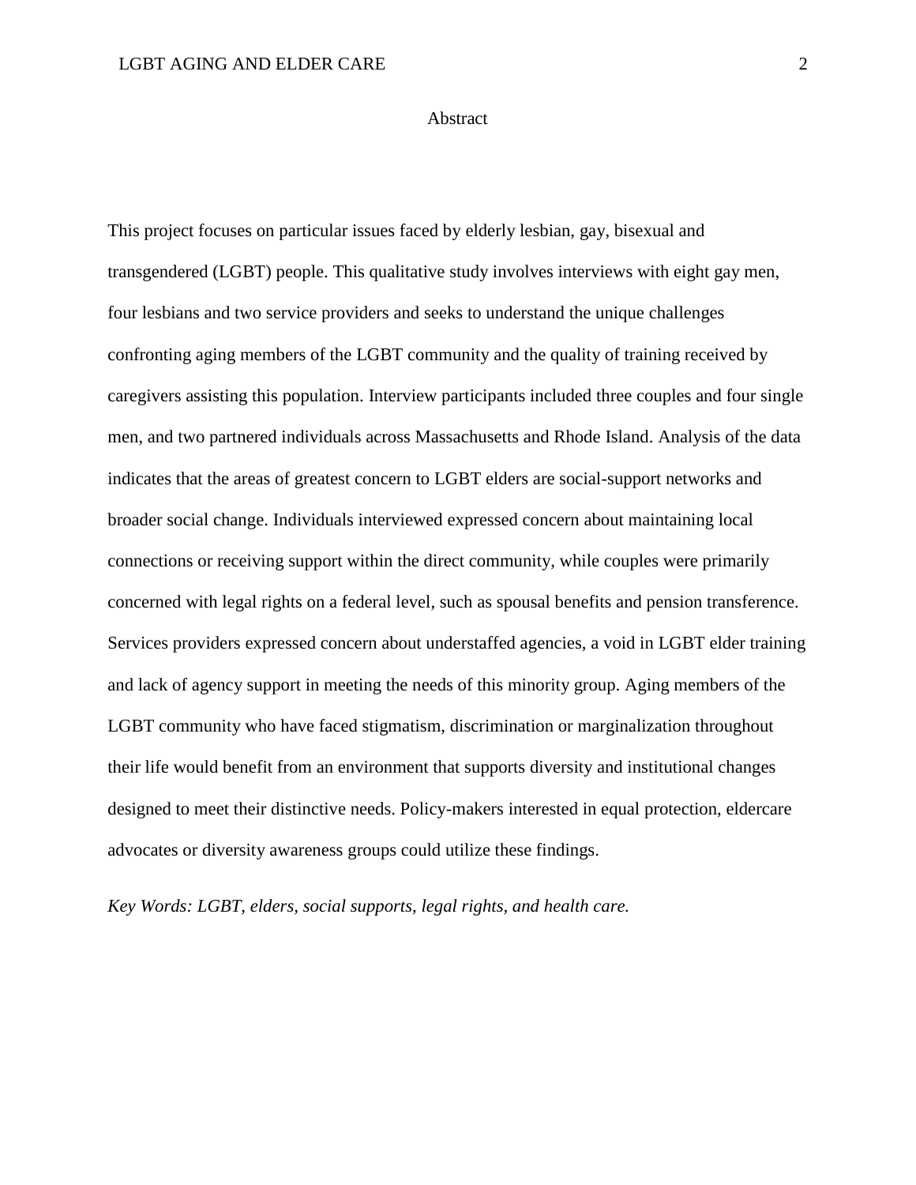# Abstract

This project focuses on particular issues faced by elderly lesbian, gay, bisexual and transgendered (LGBT) people. This qualitative study involves interviews with eight gay men, four lesbians and two service providers and seeks to understand the unique challenges confronting aging members of the LGBT community and the quality of training received by caregivers assisting this population. Interview participants included three couples and four single men, and two partnered individuals across Massachusetts and Rhode Island. Analysis of the data indicates that the areas of greatest concern to LGBT elders are social-support networks and broader social change. Individuals interviewed expressed concern about maintaining local connections or receiving support within the direct community, while couples were primarily concerned with legal rights on a federal level, such as spousal benefits and pension transference. Services providers expressed concern about understaffed agencies, a void in LGBT elder training and lack of agency support in meeting the needs of this minority group. Aging members of the LGBT community who have faced stigmatism, discrimination or marginalization throughout their life would benefit from an environment that supports diversity and institutional changes designed to meet their distinctive needs. Policy-makers interested in equal protection, eldercare advocates or diversity awareness groups could utilize these findings.

*Key Words: LGBT, elders, social supports, legal rights, and health care.*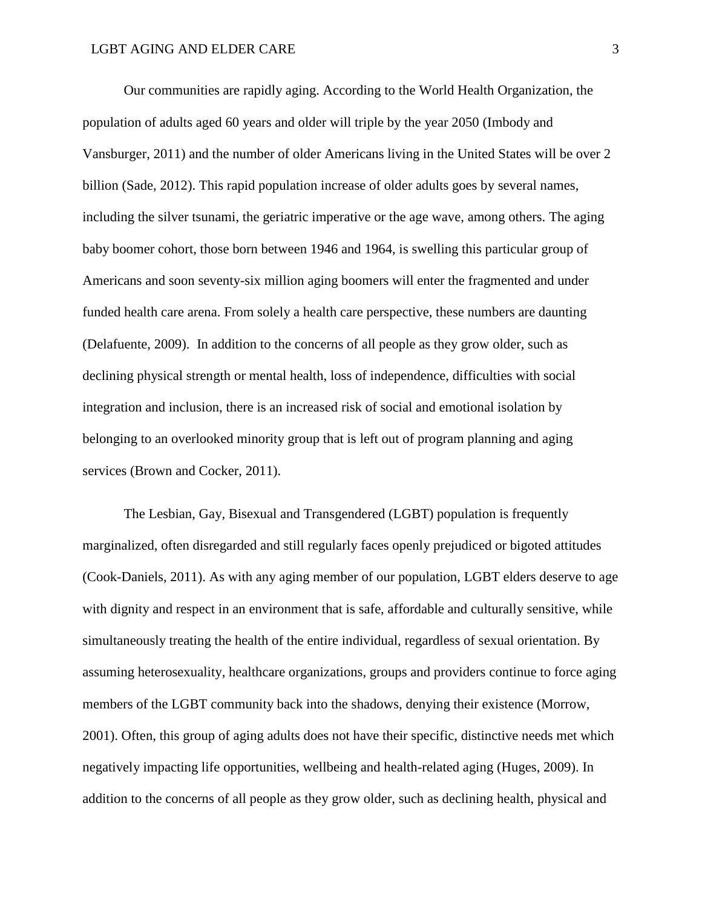Our communities are rapidly aging. According to the World Health Organization, the population of adults aged 60 years and older will triple by the year 2050 (Imbody and Vansburger, 2011) and the number of older Americans living in the United States will be over 2 billion (Sade, 2012). This rapid population increase of older adults goes by several names, including the silver tsunami, the geriatric imperative or the age wave, among others. The aging baby boomer cohort, those born between 1946 and 1964, is swelling this particular group of Americans and soon seventy-six million aging boomers will enter the fragmented and under funded health care arena. From solely a health care perspective, these numbers are daunting (Delafuente, 2009). In addition to the concerns of all people as they grow older, such as declining physical strength or mental health, loss of independence, difficulties with social integration and inclusion, there is an increased risk of social and emotional isolation by belonging to an overlooked minority group that is left out of program planning and aging services (Brown and Cocker, 2011).

The Lesbian, Gay, Bisexual and Transgendered (LGBT) population is frequently marginalized, often disregarded and still regularly faces openly prejudiced or bigoted attitudes (Cook-Daniels, 2011). As with any aging member of our population, LGBT elders deserve to age with dignity and respect in an environment that is safe, affordable and culturally sensitive, while simultaneously treating the health of the entire individual, regardless of sexual orientation. By assuming heterosexuality, healthcare organizations, groups and providers continue to force aging members of the LGBT community back into the shadows, denying their existence (Morrow, 2001). Often, this group of aging adults does not have their specific, distinctive needs met which negatively impacting life opportunities, wellbeing and health-related aging (Huges, 2009). In addition to the concerns of all people as they grow older, such as declining health, physical and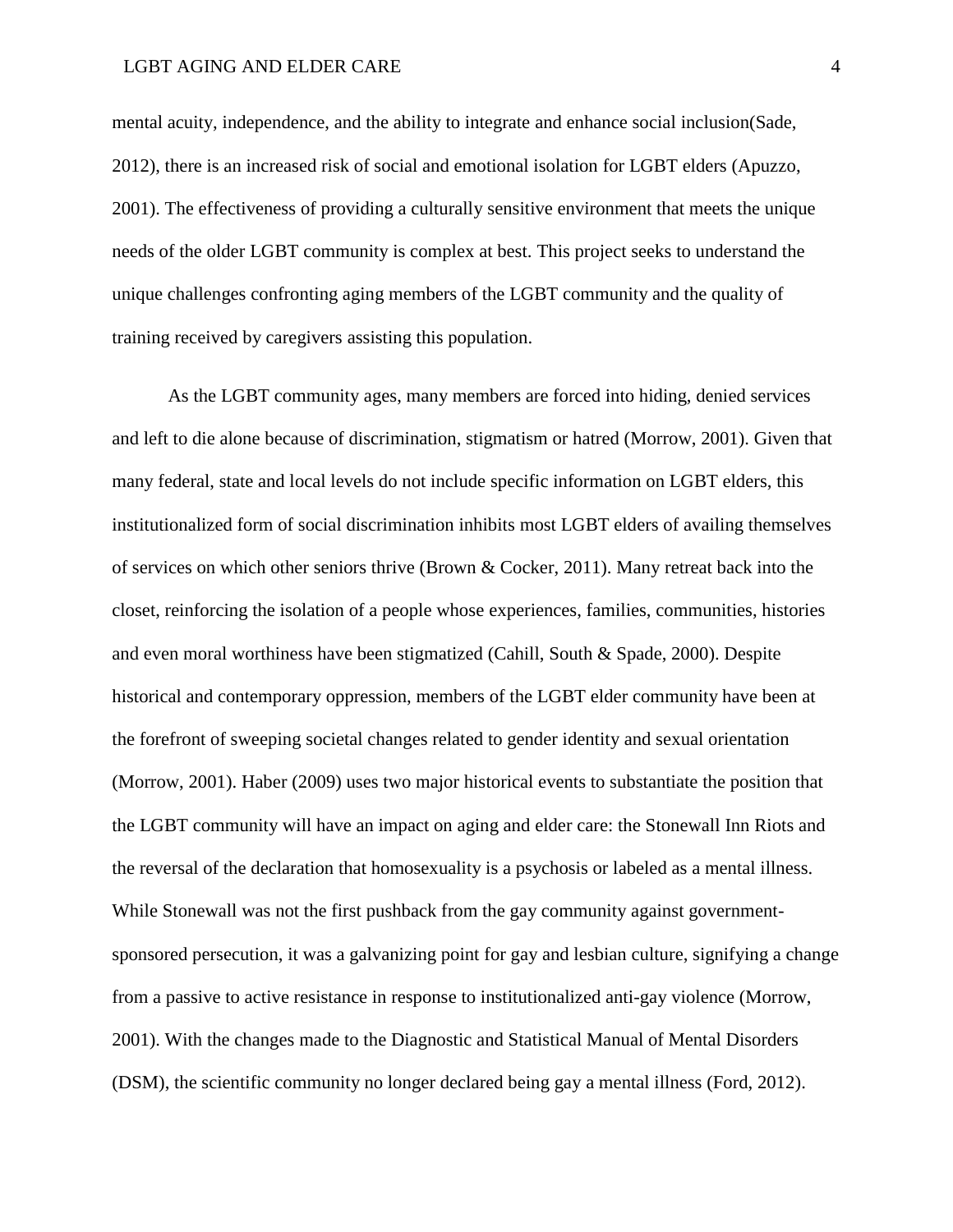mental acuity, independence, and the ability to integrate and enhance social inclusion(Sade, 2012), there is an increased risk of social and emotional isolation for LGBT elders (Apuzzo, 2001). The effectiveness of providing a culturally sensitive environment that meets the unique needs of the older LGBT community is complex at best. This project seeks to understand the unique challenges confronting aging members of the LGBT community and the quality of training received by caregivers assisting this population.

As the LGBT community ages, many members are forced into hiding, denied services and left to die alone because of discrimination, stigmatism or hatred (Morrow, 2001). Given that many federal, state and local levels do not include specific information on LGBT elders, this institutionalized form of social discrimination inhibits most LGBT elders of availing themselves of services on which other seniors thrive (Brown & Cocker, 2011). Many retreat back into the closet, reinforcing the isolation of a people whose experiences, families, communities, histories and even moral worthiness have been stigmatized (Cahill, South & Spade, 2000). Despite historical and contemporary oppression, members of the LGBT elder community have been at the forefront of sweeping societal changes related to gender identity and sexual orientation (Morrow, 2001). Haber (2009) uses two major historical events to substantiate the position that the LGBT community will have an impact on aging and elder care: the Stonewall Inn Riots and the reversal of the declaration that homosexuality is a psychosis or labeled as a mental illness. While Stonewall was not the first pushback from the gay community against government-sponsored persecution, it was a galvanizing point for gay and lesbian culture, signifying a change from a passive to active resistance in response to institutionalized anti-gay violence (Morrow, 2001). With the changes made to the Diagnostic and Statistical Manual of Mental Disorders (DSM), the scientific community no longer declared being gay a mental illness (Ford, 2012).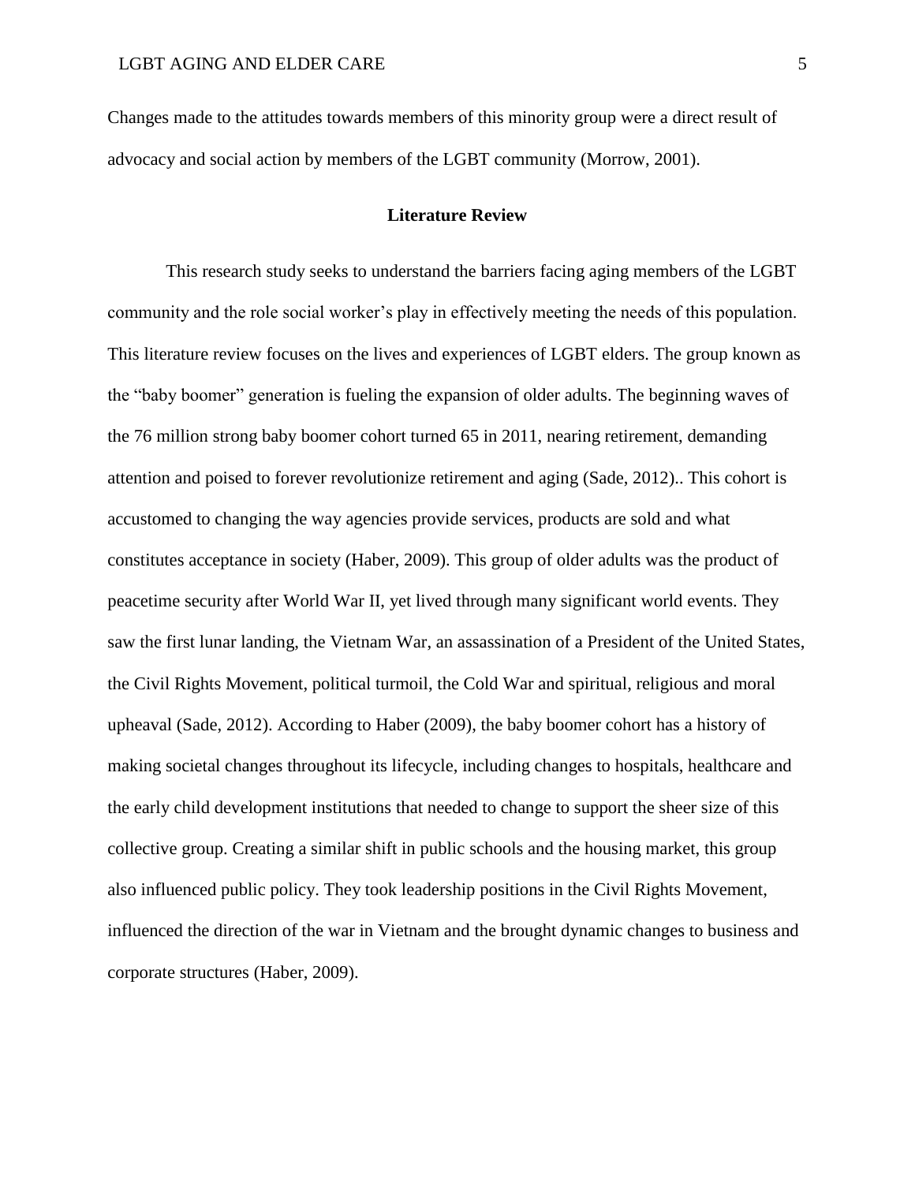Changes made to the attitudes towards members of this minority group were a direct result of advocacy and social action by members of the LGBT community (Morrow, 2001).

## Literature Review

This research study seeks to understand the barriers facing aging members of the LGBT community and the role social worker's play in effectively meeting the needs of this population. This literature review focuses on the lives and experiences of LGBT elders. The group known as the "baby boomer" generation is fueling the expansion of older adults. The beginning waves of the 76 million strong baby boomer cohort turned 65 in 2011, nearing retirement, demanding attention and poised to forever revolutionize retirement and aging (Sade, 2012).. This cohort is accustomed to changing the way agencies provide services, products are sold and what constitutes acceptance in society (Haber, 2009). This group of older adults was the product of peacetime security after World War II, yet lived through many significant world events. They saw the first lunar landing, the Vietnam War, an assassination of a President of the United States, the Civil Rights Movement, political turmoil, the Cold War and spiritual, religious and moral upheaval (Sade, 2012). According to Haber (2009), the baby boomer cohort has a history of making societal changes throughout its lifecycle, including changes to hospitals, healthcare and the early child development institutions that needed to change to support the sheer size of this collective group. Creating a similar shift in public schools and the housing market, this group also influenced public policy. They took leadership positions in the Civil Rights Movement, influenced the direction of the war in Vietnam and the brought dynamic changes to business and corporate structures (Haber, 2009).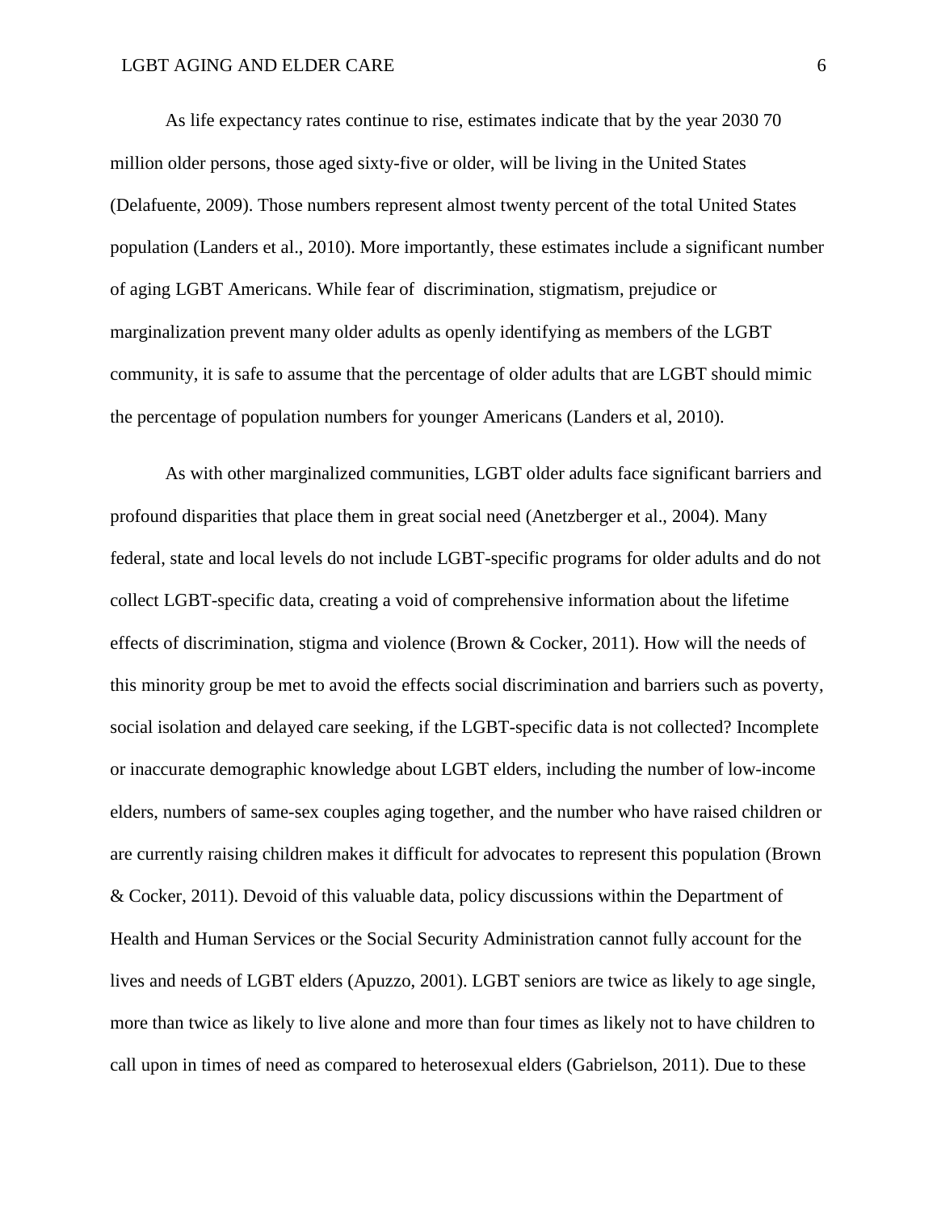As life expectancy rates continue to rise, estimates indicate that by the year 2030 70 million older persons, those aged sixty-five or older, will be living in the United States (Delafuente, 2009). Those numbers represent almost twenty percent of the total United States population (Landers et al., 2010). More importantly, these estimates include a significant number of aging LGBT Americans. While fear of  discrimination, stigmatism, prejudice or marginalization prevent many older adults as openly identifying as members of the LGBT community, it is safe to assume that the percentage of older adults that are LGBT should mimic the percentage of population numbers for younger Americans (Landers et al, 2010).

As with other marginalized communities, LGBT older adults face significant barriers and profound disparities that place them in great social need (Anetzberger et al., 2004). Many federal, state and local levels do not include LGBT-specific programs for older adults and do not collect LGBT-specific data, creating a void of comprehensive information about the lifetime effects of discrimination, stigma and violence (Brown & Cocker, 2011). How will the needs of this minority group be met to avoid the effects social discrimination and barriers such as poverty, social isolation and delayed care seeking, if the LGBT-specific data is not collected? Incomplete or inaccurate demographic knowledge about LGBT elders, including the number of low-income elders, numbers of same-sex couples aging together, and the number who have raised children or are currently raising children makes it difficult for advocates to represent this population (Brown & Cocker, 2011). Devoid of this valuable data, policy discussions within the Department of Health and Human Services or the Social Security Administration cannot fully account for the lives and needs of LGBT elders (Apuzzo, 2001). LGBT seniors are twice as likely to age single, more than twice as likely to live alone and more than four times as likely not to have children to call upon in times of need as compared to heterosexual elders (Gabrielson, 2011). Due to these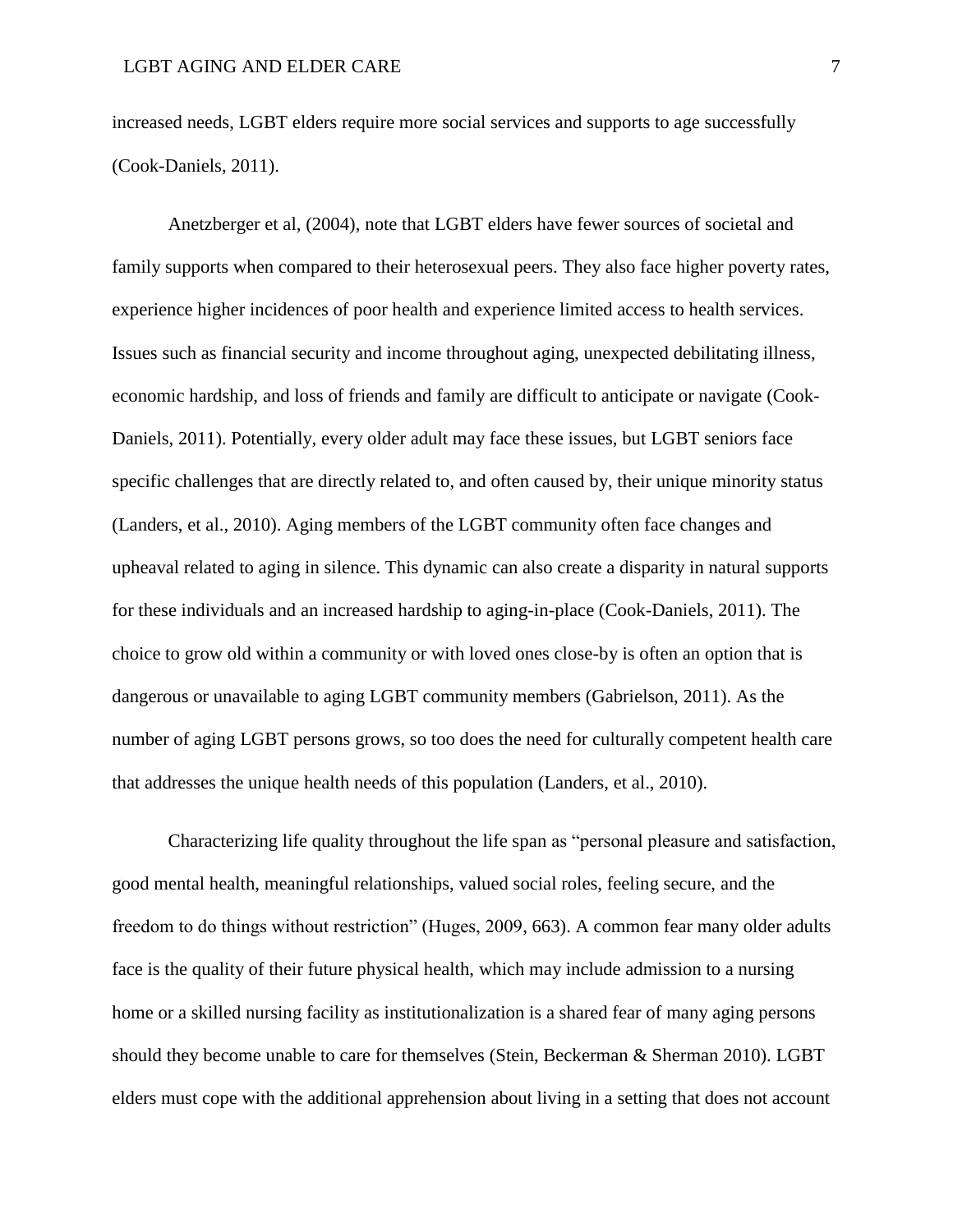increased needs, LGBT elders require more social services and supports to age successfully (Cook-Daniels, 2011).

Anetzberger et al, (2004), note that LGBT elders have fewer sources of societal and family supports when compared to their heterosexual peers. They also face higher poverty rates, experience higher incidences of poor health and experience limited access to health services. Issues such as financial security and income throughout aging, unexpected debilitating illness, economic hardship, and loss of friends and family are difficult to anticipate or navigate (Cook-Daniels, 2011). Potentially, every older adult may face these issues, but LGBT seniors face specific challenges that are directly related to, and often caused by, their unique minority status (Landers, et al., 2010). Aging members of the LGBT community often face changes and upheaval related to aging in silence. This dynamic can also create a disparity in natural supports for these individuals and an increased hardship to aging-in-place (Cook-Daniels, 2011). The choice to grow old within a community or with loved ones close-by is often an option that is dangerous or unavailable to aging LGBT community members (Gabrielson, 2011). As the number of aging LGBT persons grows, so too does the need for culturally competent health care that addresses the unique health needs of this population (Landers, et al., 2010).

Characterizing life quality throughout the life span as "personal pleasure and satisfaction, good mental health, meaningful relationships, valued social roles, feeling secure, and the freedom to do things without restriction" (Huges, 2009, 663). A common fear many older adults face is the quality of their future physical health, which may include admission to a nursing home or a skilled nursing facility as institutionalization is a shared fear of many aging persons should they become unable to care for themselves (Stein, Beckerman & Sherman 2010). LGBT elders must cope with the additional apprehension about living in a setting that does not account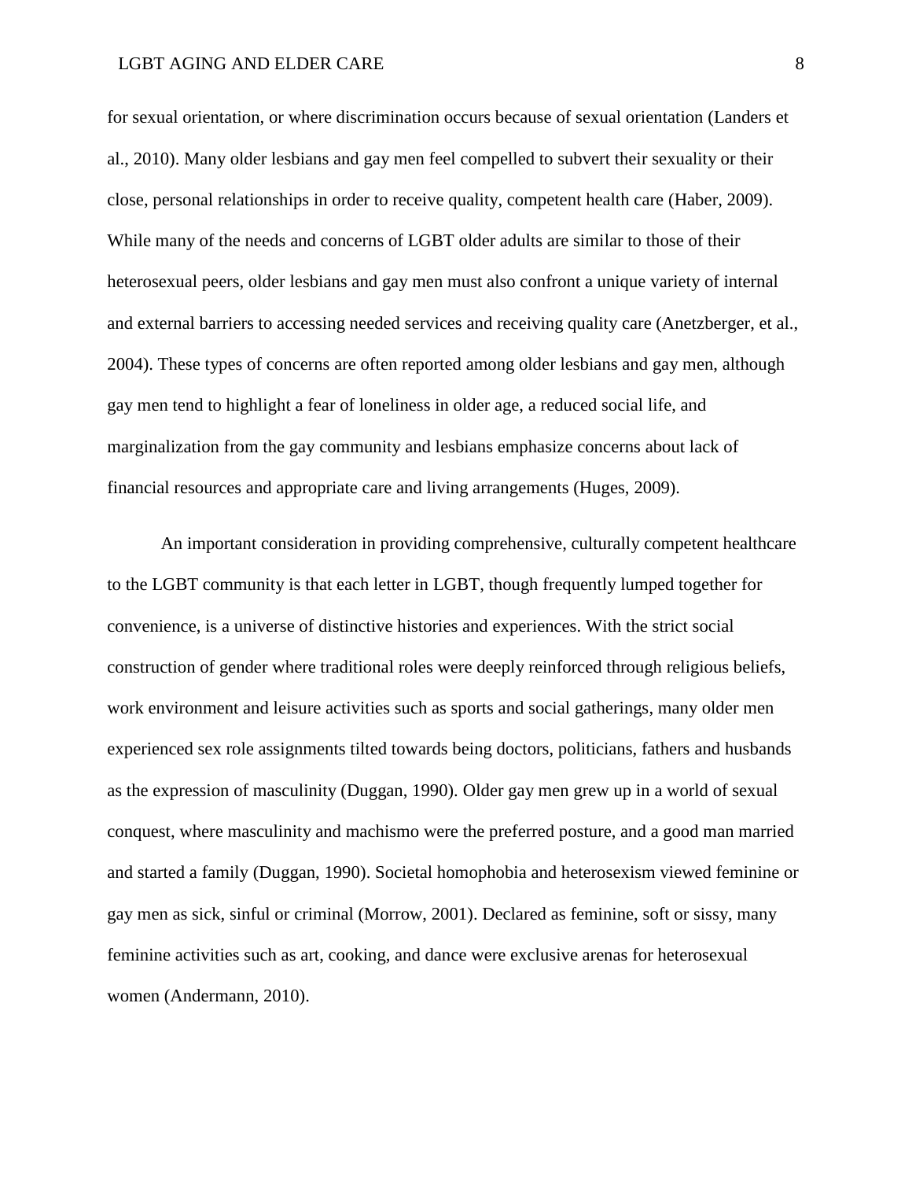for sexual orientation, or where discrimination occurs because of sexual orientation (Landers et al., 2010). Many older lesbians and gay men feel compelled to subvert their sexuality or their close, personal relationships in order to receive quality, competent health care (Haber, 2009). While many of the needs and concerns of LGBT older adults are similar to those of their heterosexual peers, older lesbians and gay men must also confront a unique variety of internal and external barriers to accessing needed services and receiving quality care (Anetzberger, et al., 2004). These types of concerns are often reported among older lesbians and gay men, although gay men tend to highlight a fear of loneliness in older age, a reduced social life, and marginalization from the gay community and lesbians emphasize concerns about lack of financial resources and appropriate care and living arrangements (Huges, 2009).

An important consideration in providing comprehensive, culturally competent healthcare to the LGBT community is that each letter in LGBT, though frequently lumped together for convenience, is a universe of distinctive histories and experiences. With the strict social construction of gender where traditional roles were deeply reinforced through religious beliefs, work environment and leisure activities such as sports and social gatherings, many older men experienced sex role assignments tilted towards being doctors, politicians, fathers and husbands as the expression of masculinity (Duggan, 1990). Older gay men grew up in a world of sexual conquest, where masculinity and machismo were the preferred posture, and a good man married and started a family (Duggan, 1990). Societal homophobia and heterosexism viewed feminine or gay men as sick, sinful or criminal (Morrow, 2001). Declared as feminine, soft or sissy, many feminine activities such as art, cooking, and dance were exclusive arenas for heterosexual women (Andermann, 2010).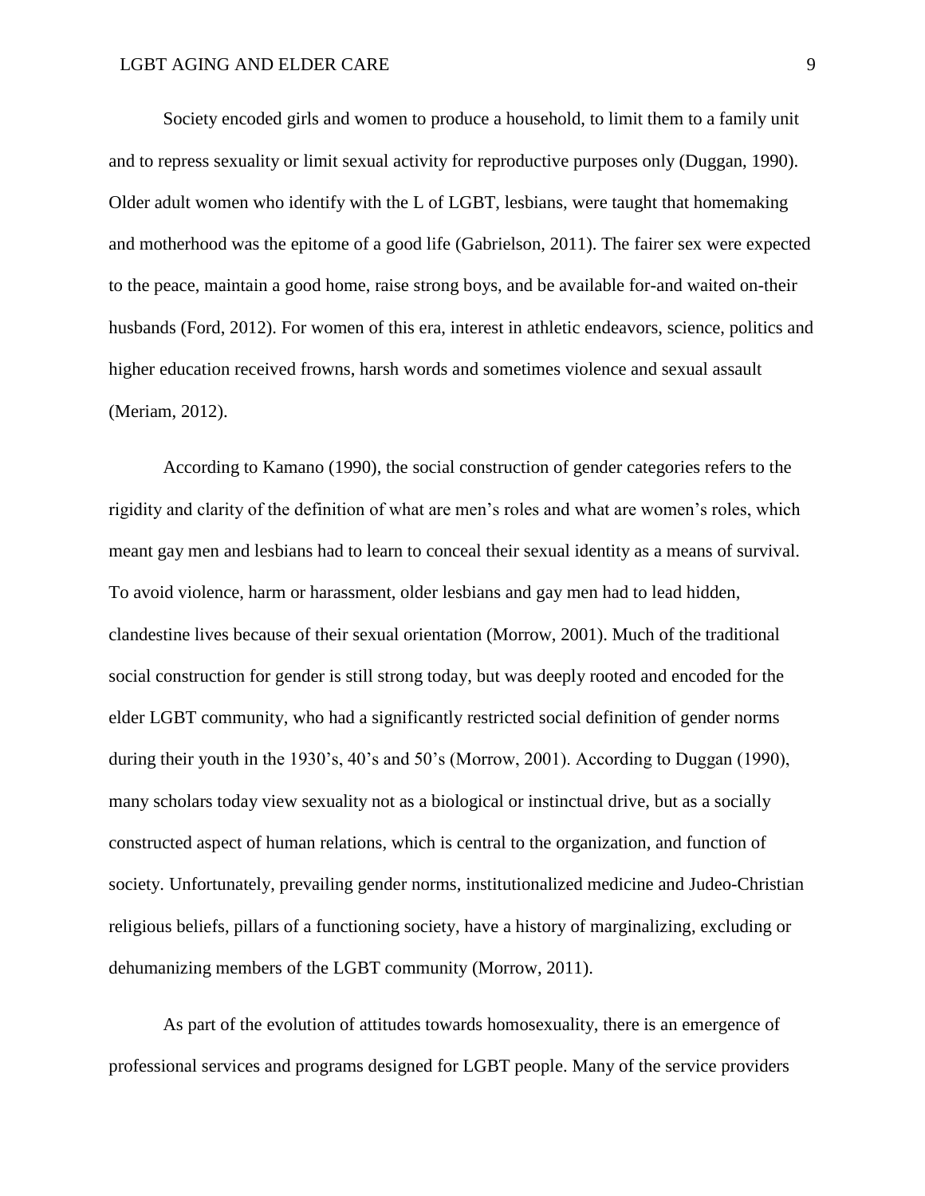Society encoded girls and women to produce a household, to limit them to a family unit and to repress sexuality or limit sexual activity for reproductive purposes only (Duggan, 1990). Older adult women who identify with the L of LGBT, lesbians, were taught that homemaking and motherhood was the epitome of a good life (Gabrielson, 2011). The fairer sex were expected to the peace, maintain a good home, raise strong boys, and be available for-and waited on-their husbands (Ford, 2012). For women of this era, interest in athletic endeavors, science, politics and higher education received frowns, harsh words and sometimes violence and sexual assault (Meriam, 2012).

According to Kamano (1990), the social construction of gender categories refers to the rigidity and clarity of the definition of what are men's roles and what are women's roles, which meant gay men and lesbians had to learn to conceal their sexual identity as a means of survival. To avoid violence, harm or harassment, older lesbians and gay men had to lead hidden, clandestine lives because of their sexual orientation (Morrow, 2001). Much of the traditional social construction for gender is still strong today, but was deeply rooted and encoded for the elder LGBT community, who had a significantly restricted social definition of gender norms during their youth in the 1930's, 40's and 50's (Morrow, 2001). According to Duggan (1990), many scholars today view sexuality not as a biological or instinctual drive, but as a socially constructed aspect of human relations, which is central to the organization, and function of society. Unfortunately, prevailing gender norms, institutionalized medicine and Judeo-Christian religious beliefs, pillars of a functioning society, have a history of marginalizing, excluding or dehumanizing members of the LGBT community (Morrow, 2011).

As part of the evolution of attitudes towards homosexuality, there is an emergence of professional services and programs designed for LGBT people. Many of the service providers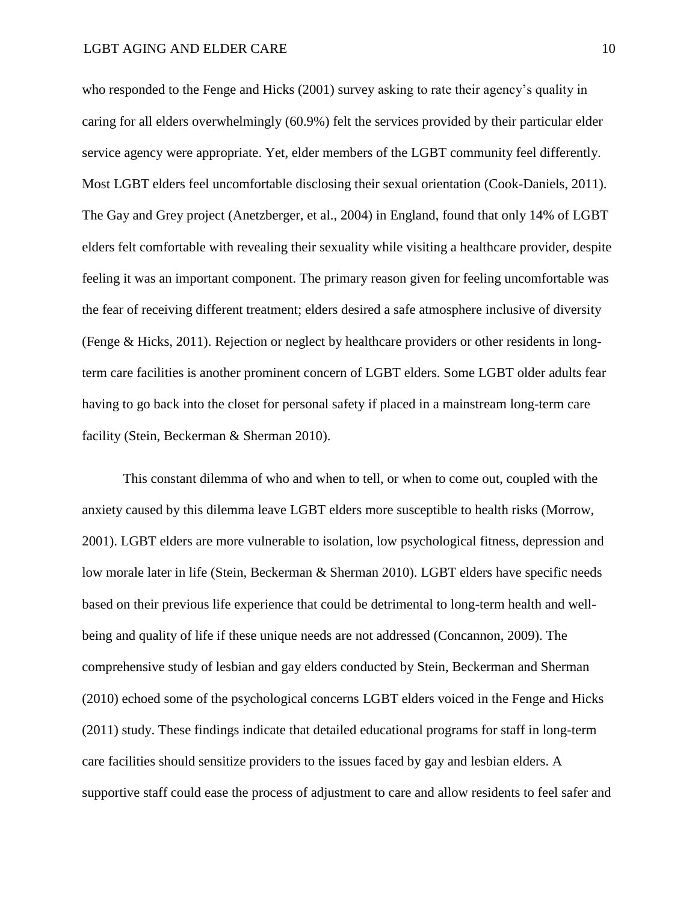who responded to the Fenge and Hicks (2001) survey asking to rate their agency's quality in caring for all elders overwhelmingly (60.9%) felt the services provided by their particular elder service agency were appropriate. Yet, elder members of the LGBT community feel differently. Most LGBT elders feel uncomfortable disclosing their sexual orientation (Cook-Daniels, 2011). The Gay and Grey project (Anetzberger, et al., 2004) in England, found that only 14% of LGBT elders felt comfortable with revealing their sexuality while visiting a healthcare provider, despite feeling it was an important component. The primary reason given for feeling uncomfortable was the fear of receiving different treatment; elders desired a safe atmosphere inclusive of diversity (Fenge & Hicks, 2011). Rejection or neglect by healthcare providers or other residents in long-term care facilities is another prominent concern of LGBT elders. Some LGBT older adults fear having to go back into the closet for personal safety if placed in a mainstream long-term care facility (Stein, Beckerman & Sherman 2010).

This constant dilemma of who and when to tell, or when to come out, coupled with the anxiety caused by this dilemma leave LGBT elders more susceptible to health risks (Morrow, 2001). LGBT elders are more vulnerable to isolation, low psychological fitness, depression and low morale later in life (Stein, Beckerman & Sherman 2010). LGBT elders have specific needs based on their previous life experience that could be detrimental to long-term health and well-being and quality of life if these unique needs are not addressed (Concannon, 2009). The comprehensive study of lesbian and gay elders conducted by Stein, Beckerman and Sherman (2010) echoed some of the psychological concerns LGBT elders voiced in the Fenge and Hicks (2011) study. These findings indicate that detailed educational programs for staff in long-term care facilities should sensitize providers to the issues faced by gay and lesbian elders. A supportive staff could ease the process of adjustment to care and allow residents to feel safer and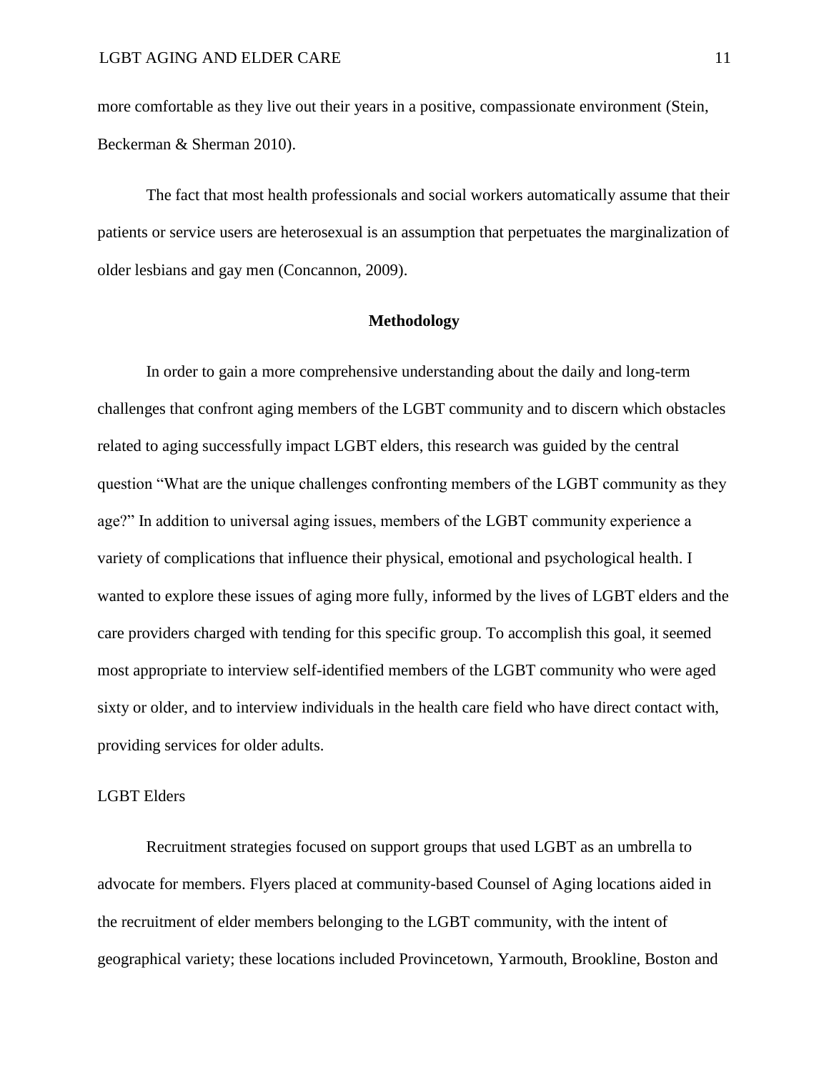more comfortable as they live out their years in a positive, compassionate environment (Stein, Beckerman & Sherman 2010).

The fact that most health professionals and social workers automatically assume that their patients or service users are heterosexual is an assumption that perpetuates the marginalization of older lesbians and gay men (Concannon, 2009).

## Methodology

In order to gain a more comprehensive understanding about the daily and long-term challenges that confront aging members of the LGBT community and to discern which obstacles related to aging successfully impact LGBT elders, this research was guided by the central question "What are the unique challenges confronting members of the LGBT community as they age?" In addition to universal aging issues, members of the LGBT community experience a variety of complications that influence their physical, emotional and psychological health. I wanted to explore these issues of aging more fully, informed by the lives of LGBT elders and the care providers charged with tending for this specific group. To accomplish this goal, it seemed most appropriate to interview self-identified members of the LGBT community who were aged sixty or older, and to interview individuals in the health care field who have direct contact with, providing services for older adults.

### LGBT Elders

Recruitment strategies focused on support groups that used LGBT as an umbrella to advocate for members. Flyers placed at community-based Counsel of Aging locations aided in the recruitment of elder members belonging to the LGBT community, with the intent of geographical variety; these locations included Provincetown, Yarmouth, Brookline, Boston and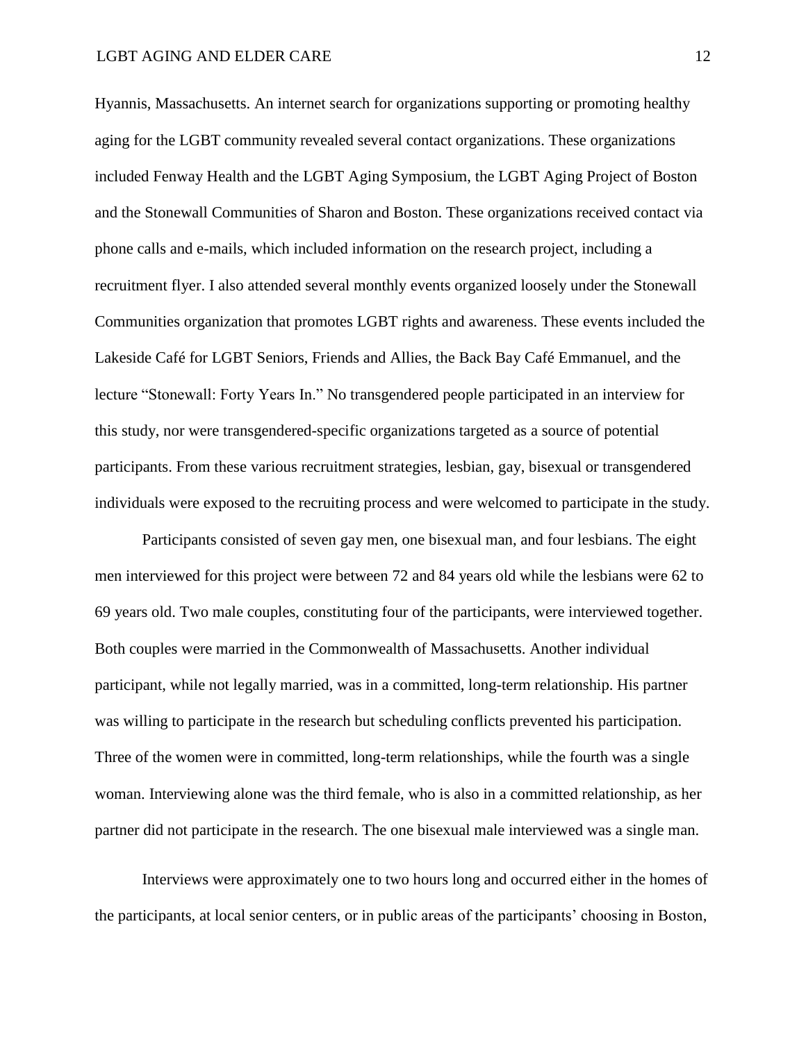Hyannis, Massachusetts. An internet search for organizations supporting or promoting healthy aging for the LGBT community revealed several contact organizations. These organizations included Fenway Health and the LGBT Aging Symposium, the LGBT Aging Project of Boston and the Stonewall Communities of Sharon and Boston. These organizations received contact via phone calls and e-mails, which included information on the research project, including a recruitment flyer. I also attended several monthly events organized loosely under the Stonewall Communities organization that promotes LGBT rights and awareness. These events included the Lakeside Café for LGBT Seniors, Friends and Allies, the Back Bay Café Emmanuel, and the lecture "Stonewall: Forty Years In." No transgendered people participated in an interview for this study, nor were transgendered-specific organizations targeted as a source of potential participants. From these various recruitment strategies, lesbian, gay, bisexual or transgendered individuals were exposed to the recruiting process and were welcomed to participate in the study.

Participants consisted of seven gay men, one bisexual man, and four lesbians. The eight men interviewed for this project were between 72 and 84 years old while the lesbians were 62 to 69 years old. Two male couples, constituting four of the participants, were interviewed together. Both couples were married in the Commonwealth of Massachusetts. Another individual participant, while not legally married, was in a committed, long-term relationship. His partner was willing to participate in the research but scheduling conflicts prevented his participation. Three of the women were in committed, long-term relationships, while the fourth was a single woman. Interviewing alone was the third female, who is also in a committed relationship, as her partner did not participate in the research. The one bisexual male interviewed was a single man.

Interviews were approximately one to two hours long and occurred either in the homes of the participants, at local senior centers, or in public areas of the participants' choosing in Boston,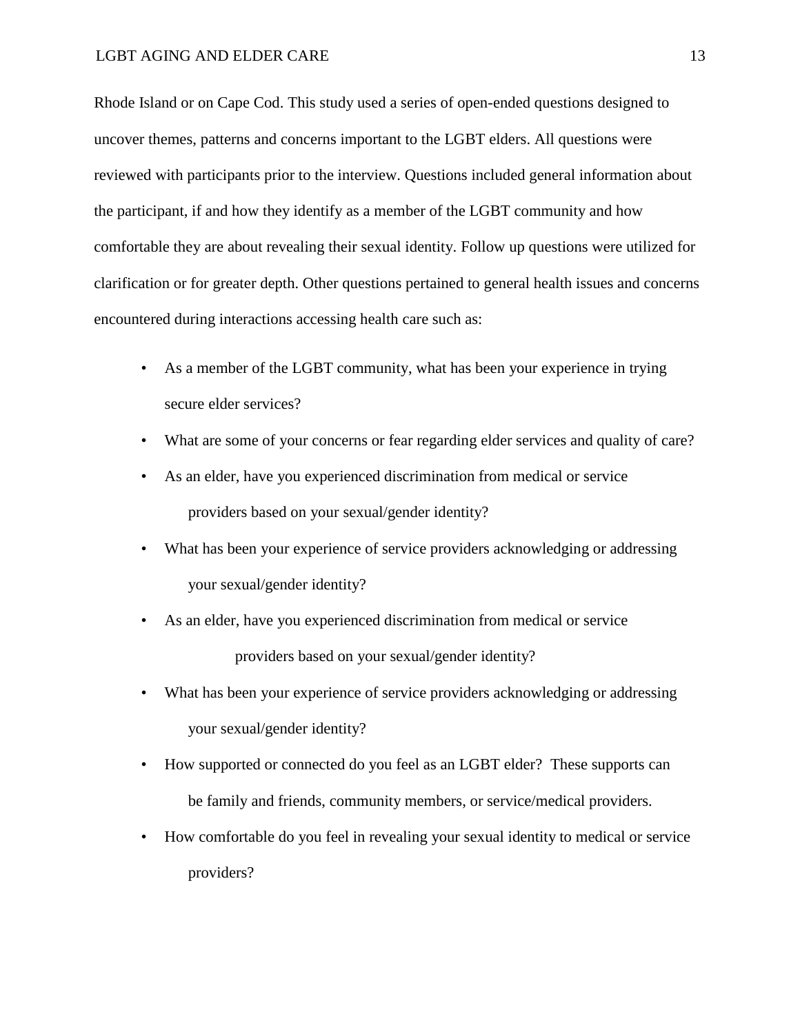Rhode Island or on Cape Cod. This study used a series of open-ended questions designed to uncover themes, patterns and concerns important to the LGBT elders. All questions were reviewed with participants prior to the interview. Questions included general information about the participant, if and how they identify as a member of the LGBT community and how comfortable they are about revealing their sexual identity. Follow up questions were utilized for clarification or for greater depth. Other questions pertained to general health issues and concerns encountered during interactions accessing health care such as:

- As a member of the LGBT community, what has been your experience in trying secure elder services?
- What are some of your concerns or fear regarding elder services and quality of care?
- As an elder, have you experienced discrimination from medical or service providers based on your sexual/gender identity?
- What has been your experience of service providers acknowledging or addressing your sexual/gender identity?
- As an elder, have you experienced discrimination from medical or service providers based on your sexual/gender identity?
- What has been your experience of service providers acknowledging or addressing your sexual/gender identity?
- How supported or connected do you feel as an LGBT elder? These supports can be family and friends, community members, or service/medical providers.
- How comfortable do you feel in revealing your sexual identity to medical or service providers?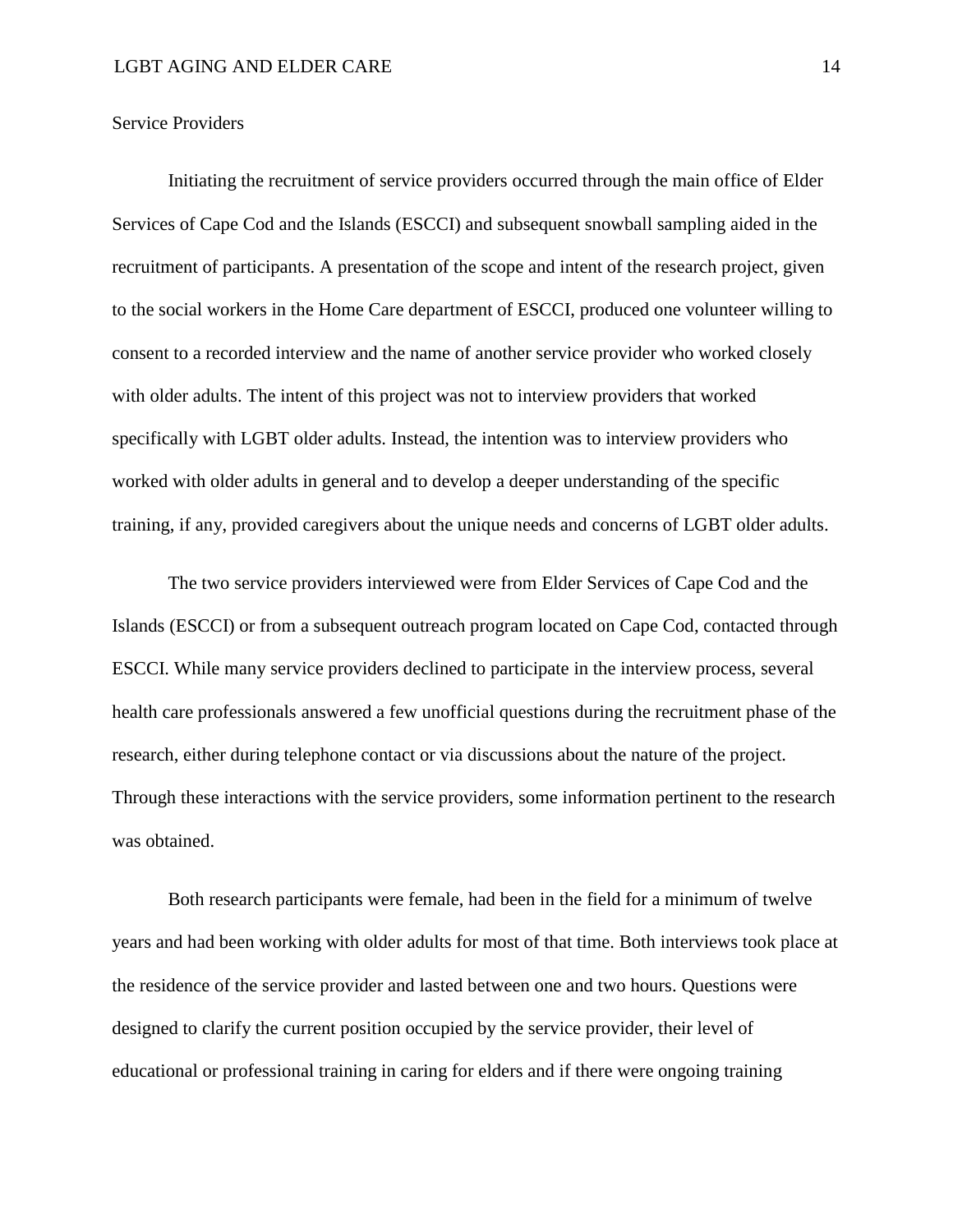## Service Providers

Initiating the recruitment of service providers occurred through the main office of Elder Services of Cape Cod and the Islands (ESCCI) and subsequent snowball sampling aided in the recruitment of participants. A presentation of the scope and intent of the research project, given to the social workers in the Home Care department of ESCCI, produced one volunteer willing to consent to a recorded interview and the name of another service provider who worked closely with older adults. The intent of this project was not to interview providers that worked specifically with LGBT older adults. Instead, the intention was to interview providers who worked with older adults in general and to develop a deeper understanding of the specific training, if any, provided caregivers about the unique needs and concerns of LGBT older adults.

The two service providers interviewed were from Elder Services of Cape Cod and the Islands (ESCCI) or from a subsequent outreach program located on Cape Cod, contacted through ESCCI. While many service providers declined to participate in the interview process, several health care professionals answered a few unofficial questions during the recruitment phase of the research, either during telephone contact or via discussions about the nature of the project. Through these interactions with the service providers, some information pertinent to the research was obtained.

Both research participants were female, had been in the field for a minimum of twelve years and had been working with older adults for most of that time. Both interviews took place at the residence of the service provider and lasted between one and two hours. Questions were designed to clarify the current position occupied by the service provider, their level of educational or professional training in caring for elders and if there were ongoing training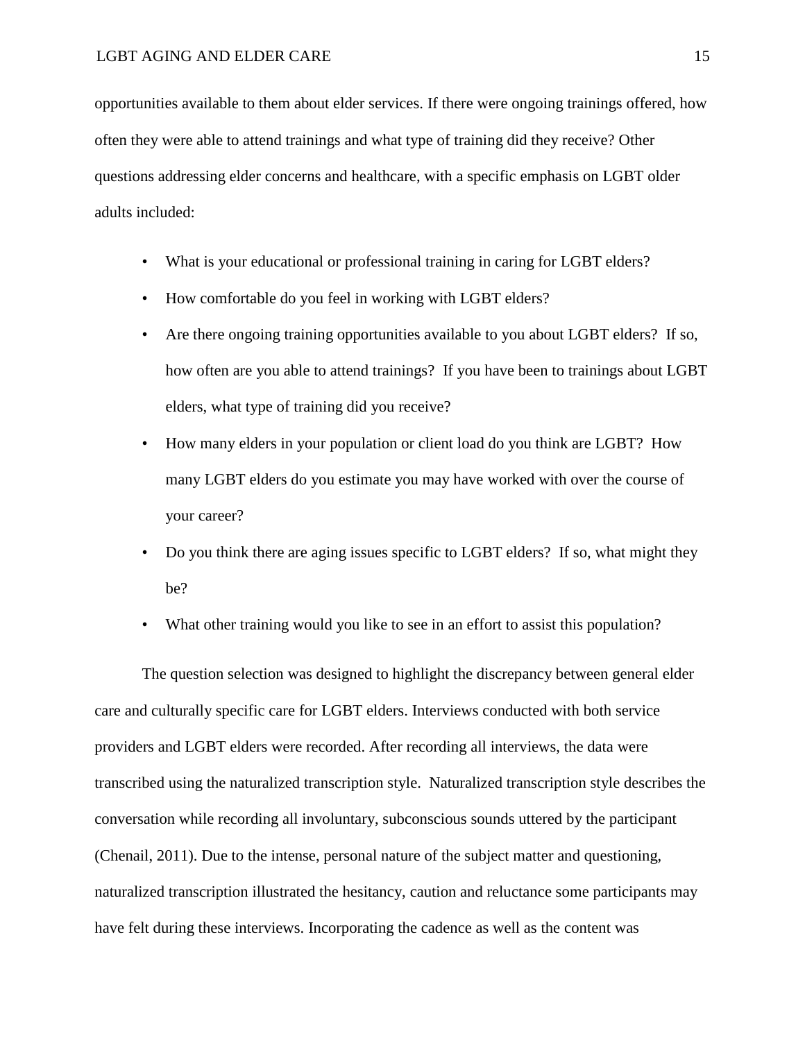opportunities available to them about elder services. If there were ongoing trainings offered, how often they were able to attend trainings and what type of training did they receive? Other questions addressing elder concerns and healthcare, with a specific emphasis on LGBT older adults included:

- What is your educational or professional training in caring for LGBT elders?
- How comfortable do you feel in working with LGBT elders?
- Are there ongoing training opportunities available to you about LGBT elders? If so, how often are you able to attend trainings? If you have been to trainings about LGBT elders, what type of training did you receive?
- How many elders in your population or client load do you think are LGBT? How many LGBT elders do you estimate you may have worked with over the course of your career?
- Do you think there are aging issues specific to LGBT elders? If so, what might they be?
- What other training would you like to see in an effort to assist this population?

The question selection was designed to highlight the discrepancy between general elder care and culturally specific care for LGBT elders. Interviews conducted with both service providers and LGBT elders were recorded. After recording all interviews, the data were transcribed using the naturalized transcription style. Naturalized transcription style describes the conversation while recording all involuntary, subconscious sounds uttered by the participant (Chenail, 2011). Due to the intense, personal nature of the subject matter and questioning, naturalized transcription illustrated the hesitancy, caution and reluctance some participants may have felt during these interviews. Incorporating the cadence as well as the content was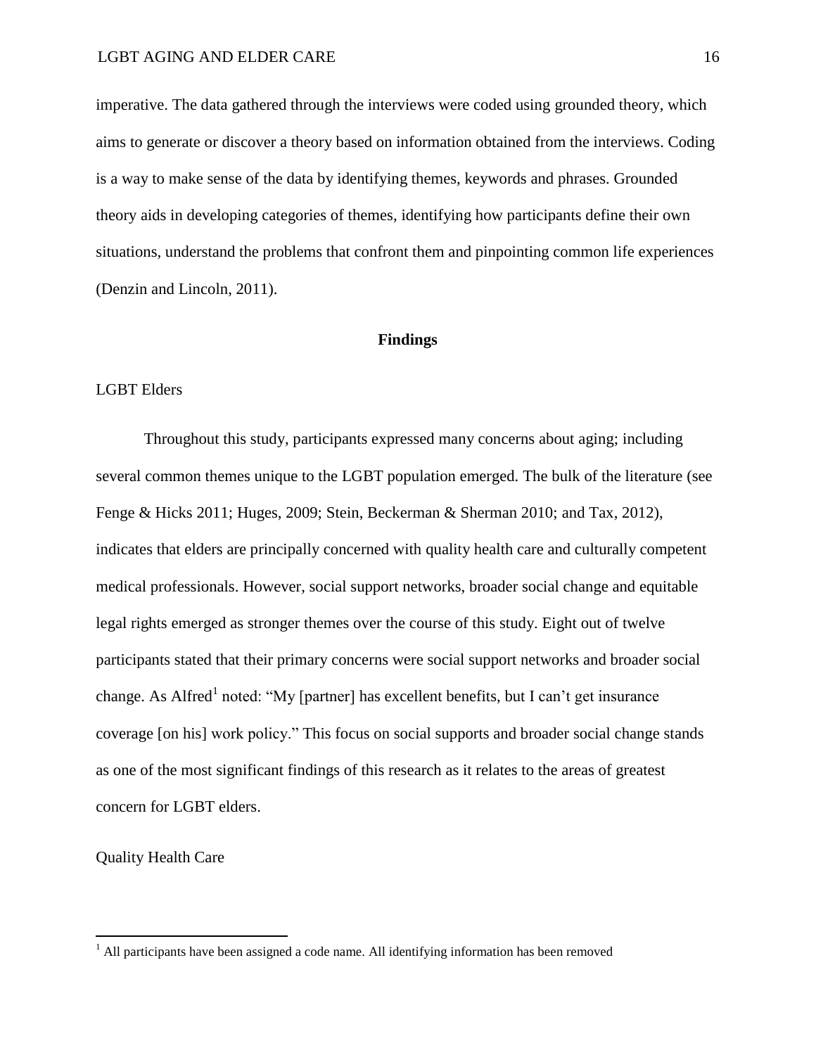imperative. The data gathered through the interviews were coded using grounded theory, which aims to generate or discover a theory based on information obtained from the interviews. Coding is a way to make sense of the data by identifying themes, keywords and phrases. Grounded theory aids in developing categories of themes, identifying how participants define their own situations, understand the problems that confront them and pinpointing common life experiences (Denzin and Lincoln, 2011).

## Findings

### LGBT Elders

Throughout this study, participants expressed many concerns about aging; including several common themes unique to the LGBT population emerged. The bulk of the literature (see Fenge & Hicks 2011; Huges, 2009; Stein, Beckerman & Sherman 2010; and Tax, 2012), indicates that elders are principally concerned with quality health care and culturally competent medical professionals. However, social support networks, broader social change and equitable legal rights emerged as stronger themes over the course of this study. Eight out of twelve participants stated that their primary concerns were social support networks and broader social change. As Alfred[1] noted: "My [partner] has excellent benefits, but I can't get insurance coverage [on his] work policy." This focus on social supports and broader social change stands as one of the most significant findings of this research as it relates to the areas of greatest concern for LGBT elders.

### Quality Health Care

[1] All participants have been assigned a code name. All identifying information has been removed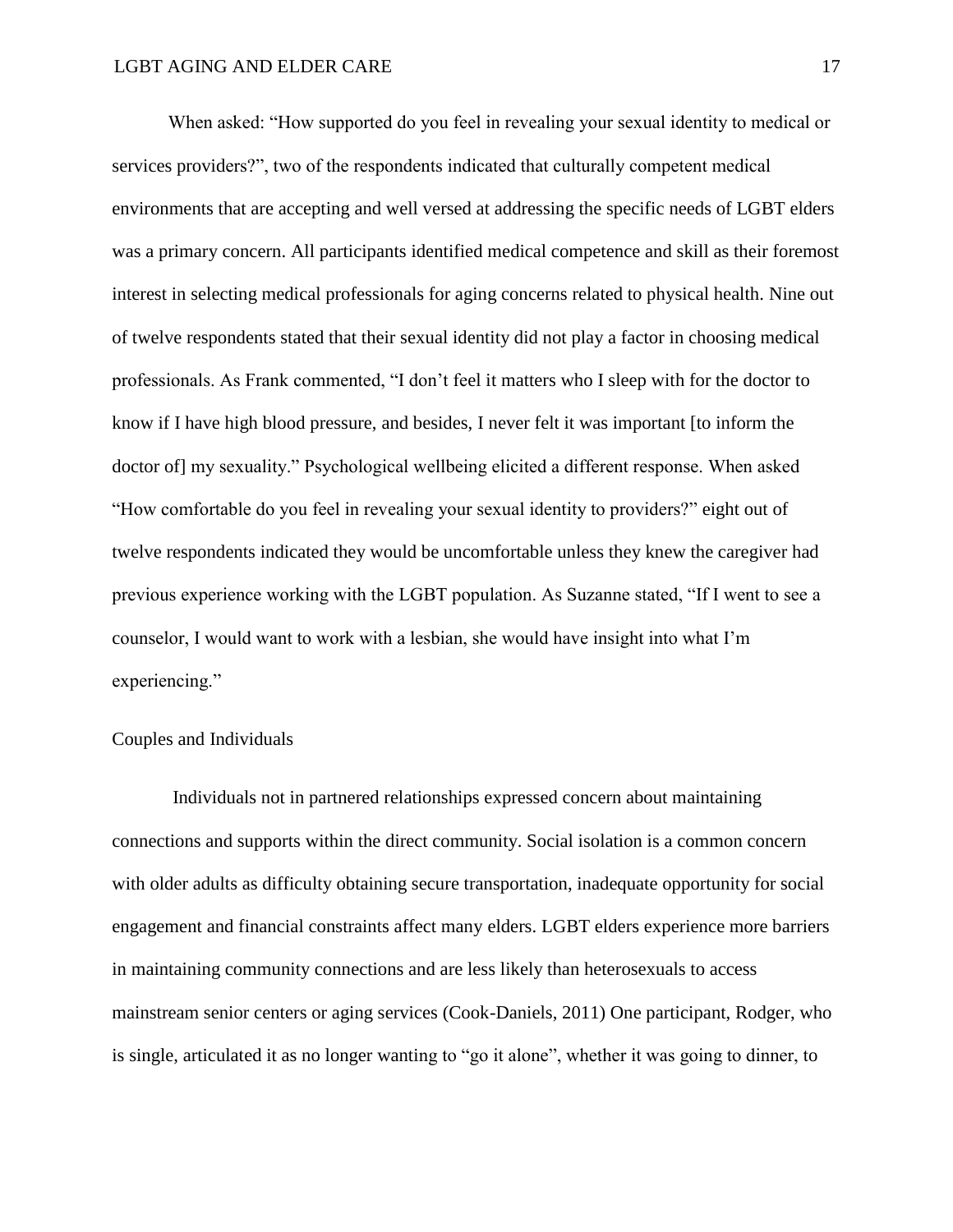When asked: "How supported do you feel in revealing your sexual identity to medical or services providers?", two of the respondents indicated that culturally competent medical environments that are accepting and well versed at addressing the specific needs of LGBT elders was a primary concern. All participants identified medical competence and skill as their foremost interest in selecting medical professionals for aging concerns related to physical health. Nine out of twelve respondents stated that their sexual identity did not play a factor in choosing medical professionals. As Frank commented, "I don't feel it matters who I sleep with for the doctor to know if I have high blood pressure, and besides, I never felt it was important [to inform the doctor of] my sexuality." Psychological wellbeing elicited a different response. When asked "How comfortable do you feel in revealing your sexual identity to providers?" eight out of twelve respondents indicated they would be uncomfortable unless they knew the caregiver had previous experience working with the LGBT population. As Suzanne stated, "If I went to see a counselor, I would want to work with a lesbian, she would have insight into what I'm experiencing."

## Couples and Individuals

Individuals not in partnered relationships expressed concern about maintaining connections and supports within the direct community. Social isolation is a common concern with older adults as difficulty obtaining secure transportation, inadequate opportunity for social engagement and financial constraints affect many elders. LGBT elders experience more barriers in maintaining community connections and are less likely than heterosexuals to access mainstream senior centers or aging services (Cook-Daniels, 2011) One participant, Rodger, who is single, articulated it as no longer wanting to "go it alone", whether it was going to dinner, to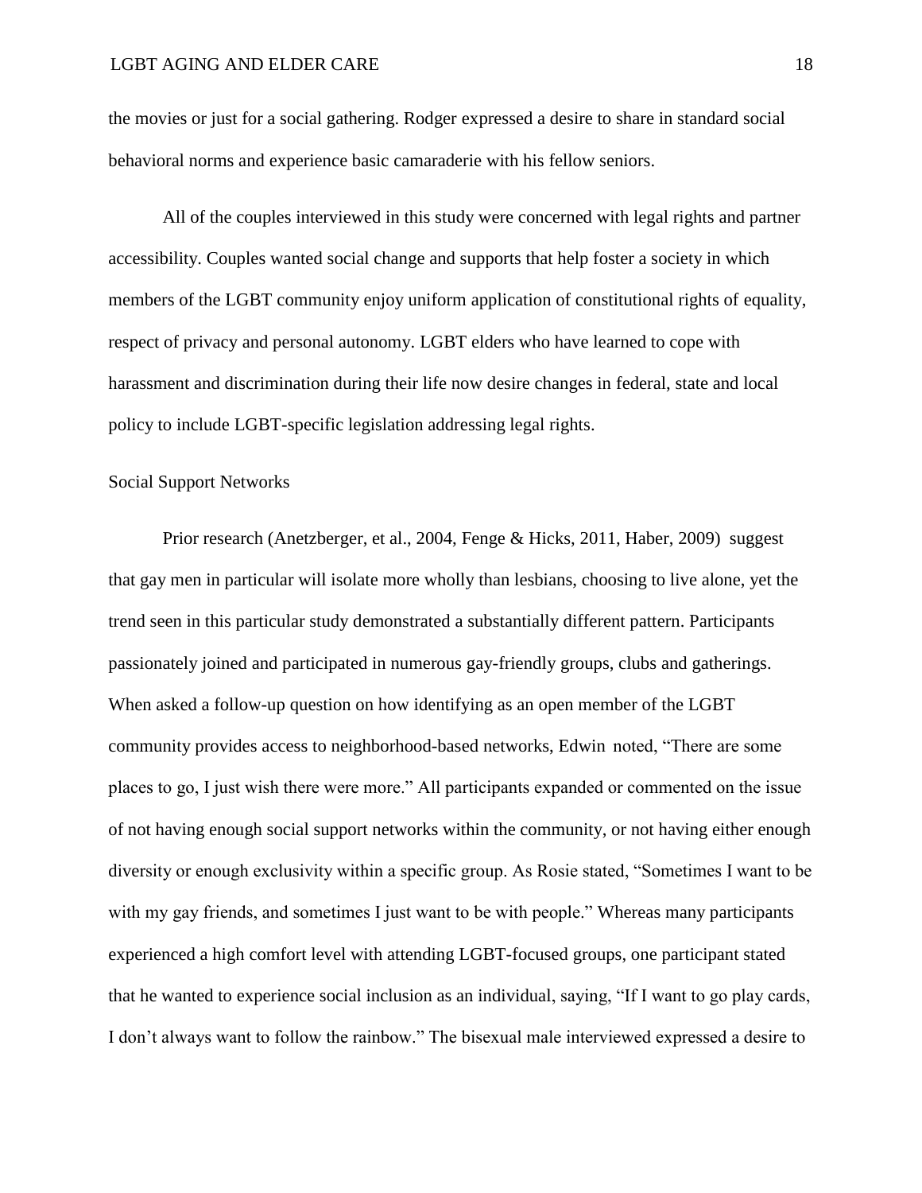the movies or just for a social gathering. Rodger expressed a desire to share in standard social behavioral norms and experience basic camaraderie with his fellow seniors.

All of the couples interviewed in this study were concerned with legal rights and partner accessibility. Couples wanted social change and supports that help foster a society in which members of the LGBT community enjoy uniform application of constitutional rights of equality, respect of privacy and personal autonomy. LGBT elders who have learned to cope with harassment and discrimination during their life now desire changes in federal, state and local policy to include LGBT-specific legislation addressing legal rights.

## Social Support Networks

Prior research (Anetzberger, et al., 2004, Fenge & Hicks, 2011, Haber, 2009) suggest that gay men in particular will isolate more wholly than lesbians, choosing to live alone, yet the trend seen in this particular study demonstrated a substantially different pattern. Participants passionately joined and participated in numerous gay-friendly groups, clubs and gatherings. When asked a follow-up question on how identifying as an open member of the LGBT community provides access to neighborhood-based networks, Edwin noted, "There are some places to go, I just wish there were more." All participants expanded or commented on the issue of not having enough social support networks within the community, or not having either enough diversity or enough exclusivity within a specific group. As Rosie stated, "Sometimes I want to be with my gay friends, and sometimes I just want to be with people." Whereas many participants experienced a high comfort level with attending LGBT-focused groups, one participant stated that he wanted to experience social inclusion as an individual, saying, "If I want to go play cards, I don't always want to follow the rainbow." The bisexual male interviewed expressed a desire to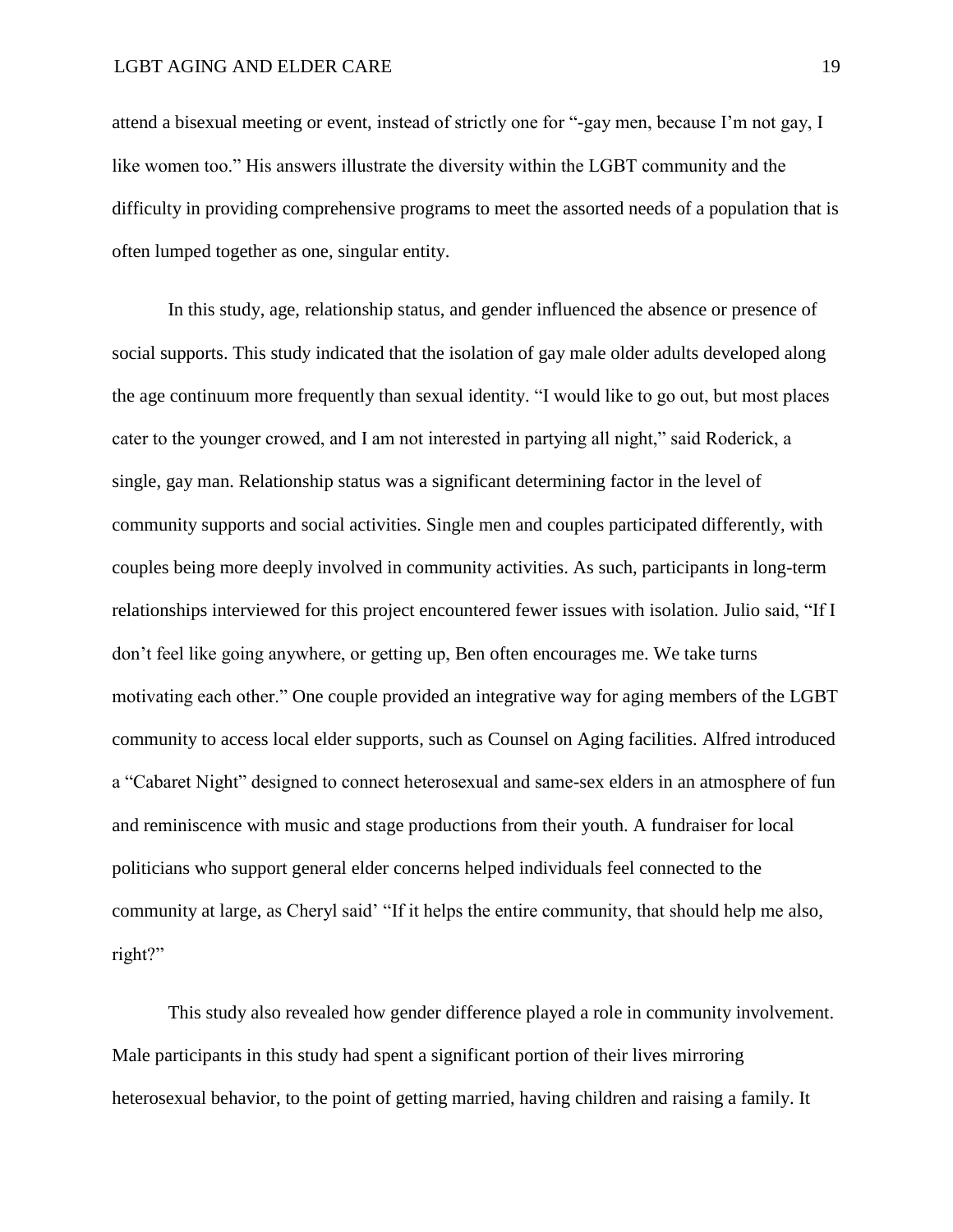attend a bisexual meeting or event, instead of strictly one for "-gay men, because I'm not gay, I like women too." His answers illustrate the diversity within the LGBT community and the difficulty in providing comprehensive programs to meet the assorted needs of a population that is often lumped together as one, singular entity.

In this study, age, relationship status, and gender influenced the absence or presence of social supports. This study indicated that the isolation of gay male older adults developed along the age continuum more frequently than sexual identity. "I would like to go out, but most places cater to the younger crowed, and I am not interested in partying all night," said Roderick, a single, gay man. Relationship status was a significant determining factor in the level of community supports and social activities. Single men and couples participated differently, with couples being more deeply involved in community activities. As such, participants in long-term relationships interviewed for this project encountered fewer issues with isolation. Julio said, "If I don't feel like going anywhere, or getting up, Ben often encourages me. We take turns motivating each other." One couple provided an integrative way for aging members of the LGBT community to access local elder supports, such as Counsel on Aging facilities. Alfred introduced a "Cabaret Night" designed to connect heterosexual and same-sex elders in an atmosphere of fun and reminiscence with music and stage productions from their youth. A fundraiser for local politicians who support general elder concerns helped individuals feel connected to the community at large, as Cheryl said' "If it helps the entire community, that should help me also, right?"

This study also revealed how gender difference played a role in community involvement. Male participants in this study had spent a significant portion of their lives mirroring heterosexual behavior, to the point of getting married, having children and raising a family. It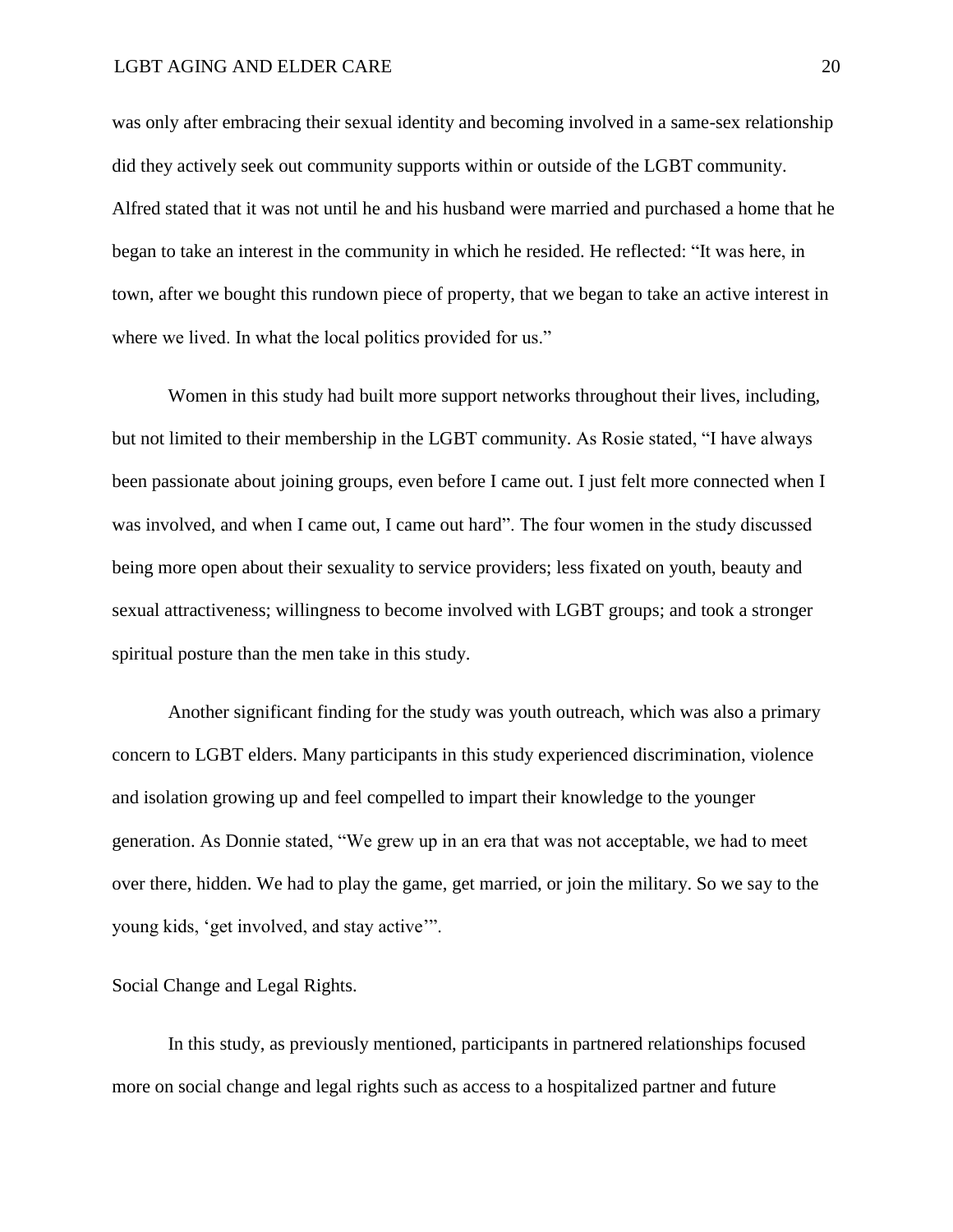was only after embracing their sexual identity and becoming involved in a same-sex relationship did they actively seek out community supports within or outside of the LGBT community. Alfred stated that it was not until he and his husband were married and purchased a home that he began to take an interest in the community in which he resided. He reflected: "It was here, in town, after we bought this rundown piece of property, that we began to take an active interest in where we lived. In what the local politics provided for us."

Women in this study had built more support networks throughout their lives, including, but not limited to their membership in the LGBT community. As Rosie stated, "I have always been passionate about joining groups, even before I came out. I just felt more connected when I was involved, and when I came out, I came out hard". The four women in the study discussed being more open about their sexuality to service providers; less fixated on youth, beauty and sexual attractiveness; willingness to become involved with LGBT groups; and took a stronger spiritual posture than the men take in this study.

Another significant finding for the study was youth outreach, which was also a primary concern to LGBT elders. Many participants in this study experienced discrimination, violence and isolation growing up and feel compelled to impart their knowledge to the younger generation. As Donnie stated, "We grew up in an era that was not acceptable, we had to meet over there, hidden. We had to play the game, get married, or join the military. So we say to the young kids, 'get involved, and stay active'".

Social Change and Legal Rights.

In this study, as previously mentioned, participants in partnered relationships focused more on social change and legal rights such as access to a hospitalized partner and future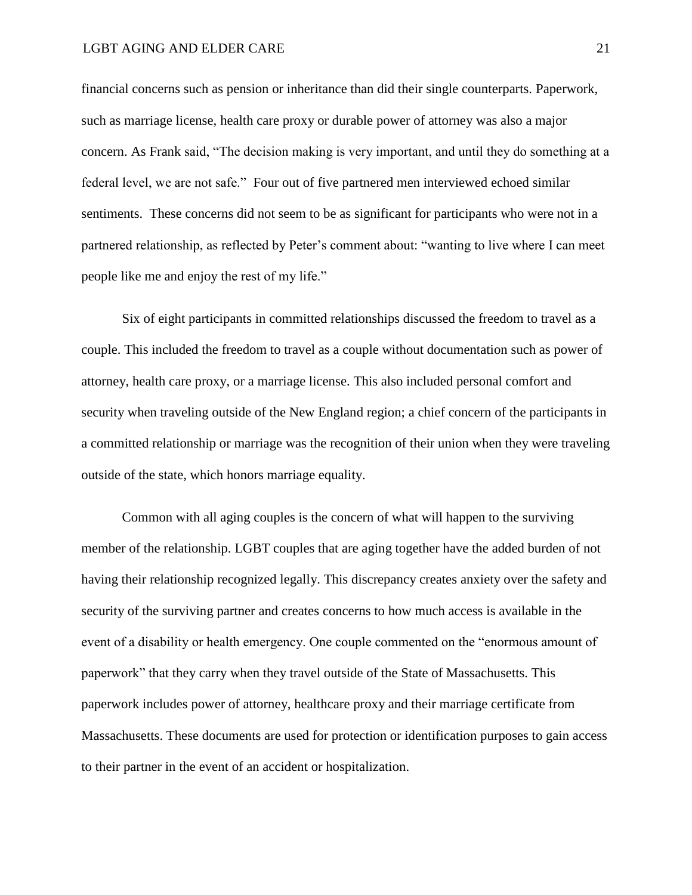financial concerns such as pension or inheritance than did their single counterparts. Paperwork, such as marriage license, health care proxy or durable power of attorney was also a major concern. As Frank said, "The decision making is very important, and until they do something at a federal level, we are not safe." Four out of five partnered men interviewed echoed similar sentiments. These concerns did not seem to be as significant for participants who were not in a partnered relationship, as reflected by Peter's comment about: "wanting to live where I can meet people like me and enjoy the rest of my life."

Six of eight participants in committed relationships discussed the freedom to travel as a couple. This included the freedom to travel as a couple without documentation such as power of attorney, health care proxy, or a marriage license. This also included personal comfort and security when traveling outside of the New England region; a chief concern of the participants in a committed relationship or marriage was the recognition of their union when they were traveling outside of the state, which honors marriage equality.

Common with all aging couples is the concern of what will happen to the surviving member of the relationship. LGBT couples that are aging together have the added burden of not having their relationship recognized legally. This discrepancy creates anxiety over the safety and security of the surviving partner and creates concerns to how much access is available in the event of a disability or health emergency. One couple commented on the "enormous amount of paperwork" that they carry when they travel outside of the State of Massachusetts. This paperwork includes power of attorney, healthcare proxy and their marriage certificate from Massachusetts. These documents are used for protection or identification purposes to gain access to their partner in the event of an accident or hospitalization.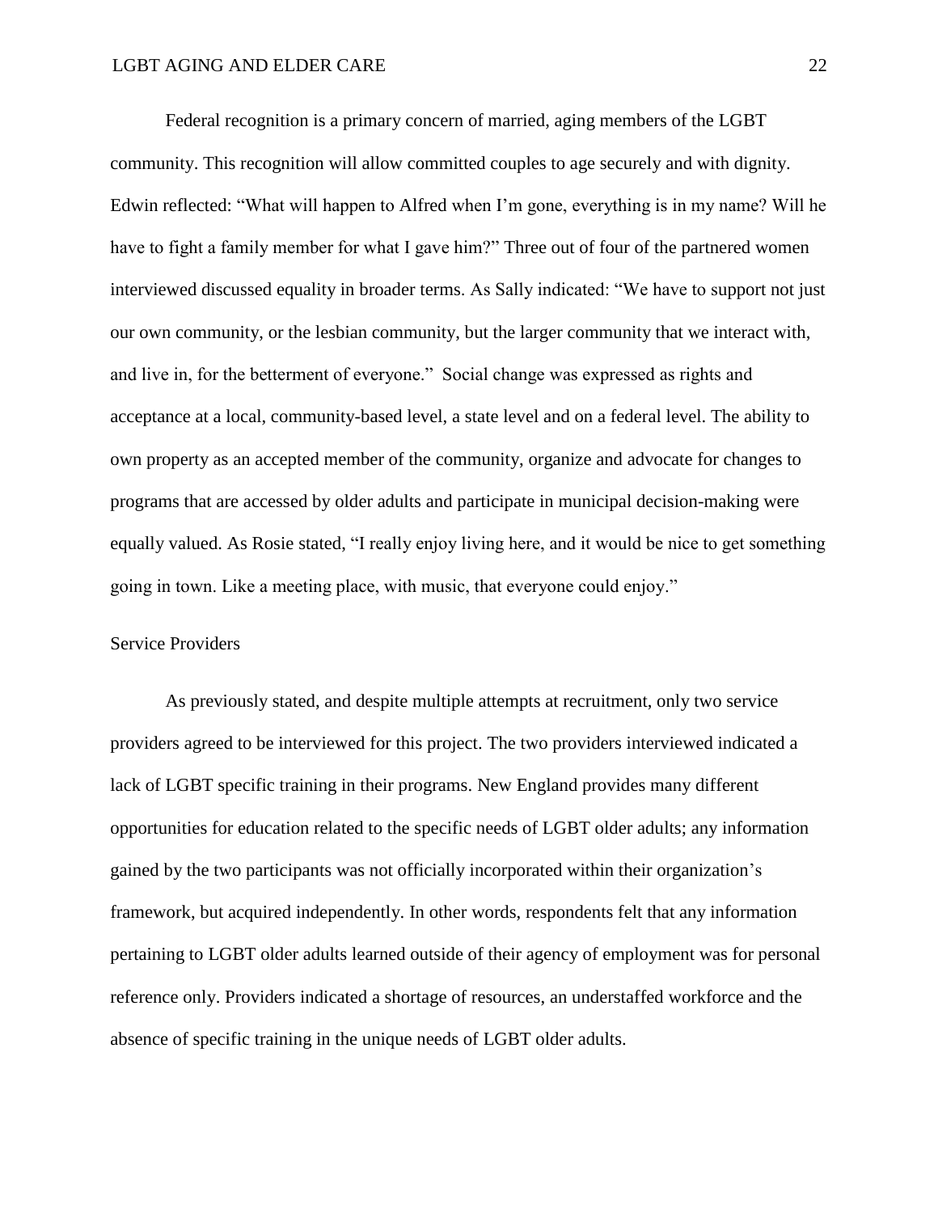Federal recognition is a primary concern of married, aging members of the LGBT community. This recognition will allow committed couples to age securely and with dignity. Edwin reflected: “What will happen to Alfred when I’m gone, everything is in my name? Will he have to fight a family member for what I gave him?” Three out of four of the partnered women interviewed discussed equality in broader terms. As Sally indicated: “We have to support not just our own community, or the lesbian community, but the larger community that we interact with, and live in, for the betterment of everyone.” Social change was expressed as rights and acceptance at a local, community-based level, a state level and on a federal level. The ability to own property as an accepted member of the community, organize and advocate for changes to programs that are accessed by older adults and participate in municipal decision-making were equally valued. As Rosie stated, “I really enjoy living here, and it would be nice to get something going in town. Like a meeting place, with music, that everyone could enjoy.”

## Service Providers

As previously stated, and despite multiple attempts at recruitment, only two service providers agreed to be interviewed for this project. The two providers interviewed indicated a lack of LGBT specific training in their programs. New England provides many different opportunities for education related to the specific needs of LGBT older adults; any information gained by the two participants was not officially incorporated within their organization’s framework, but acquired independently. In other words, respondents felt that any information pertaining to LGBT older adults learned outside of their agency of employment was for personal reference only. Providers indicated a shortage of resources, an understaffed workforce and the absence of specific training in the unique needs of LGBT older adults.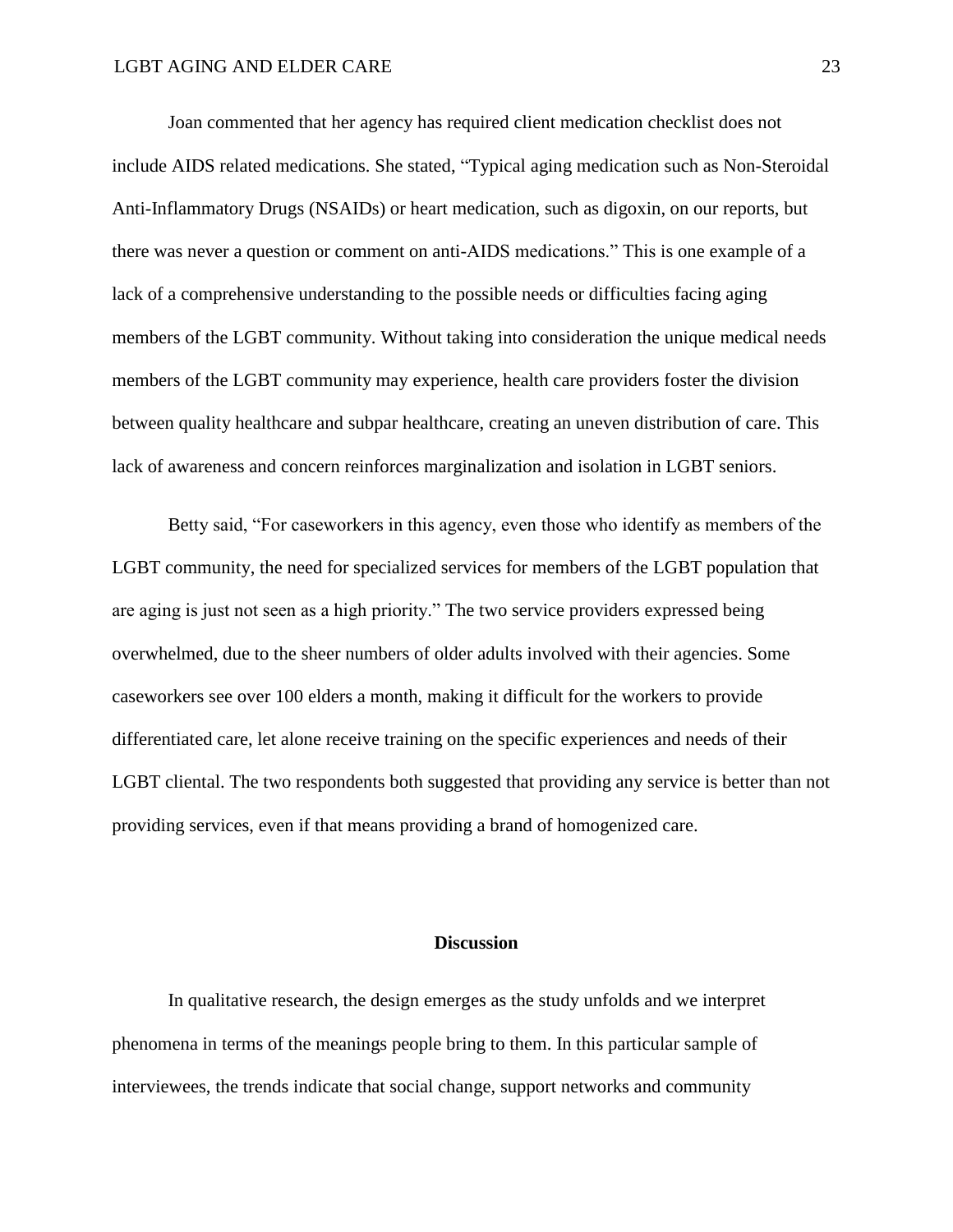Joan commented that her agency has required client medication checklist does not include AIDS related medications. She stated, "Typical aging medication such as Non-Steroidal Anti-Inflammatory Drugs (NSAIDs) or heart medication, such as digoxin, on our reports, but there was never a question or comment on anti-AIDS medications." This is one example of a lack of a comprehensive understanding to the possible needs or difficulties facing aging members of the LGBT community. Without taking into consideration the unique medical needs members of the LGBT community may experience, health care providers foster the division between quality healthcare and subpar healthcare, creating an uneven distribution of care. This lack of awareness and concern reinforces marginalization and isolation in LGBT seniors.

Betty said, "For caseworkers in this agency, even those who identify as members of the LGBT community, the need for specialized services for members of the LGBT population that are aging is just not seen as a high priority." The two service providers expressed being overwhelmed, due to the sheer numbers of older adults involved with their agencies. Some caseworkers see over 100 elders a month, making it difficult for the workers to provide differentiated care, let alone receive training on the specific experiences and needs of their LGBT cliental. The two respondents both suggested that providing any service is better than not providing services, even if that means providing a brand of homogenized care.

## Discussion

In qualitative research, the design emerges as the study unfolds and we interpret phenomena in terms of the meanings people bring to them. In this particular sample of interviewees, the trends indicate that social change, support networks and community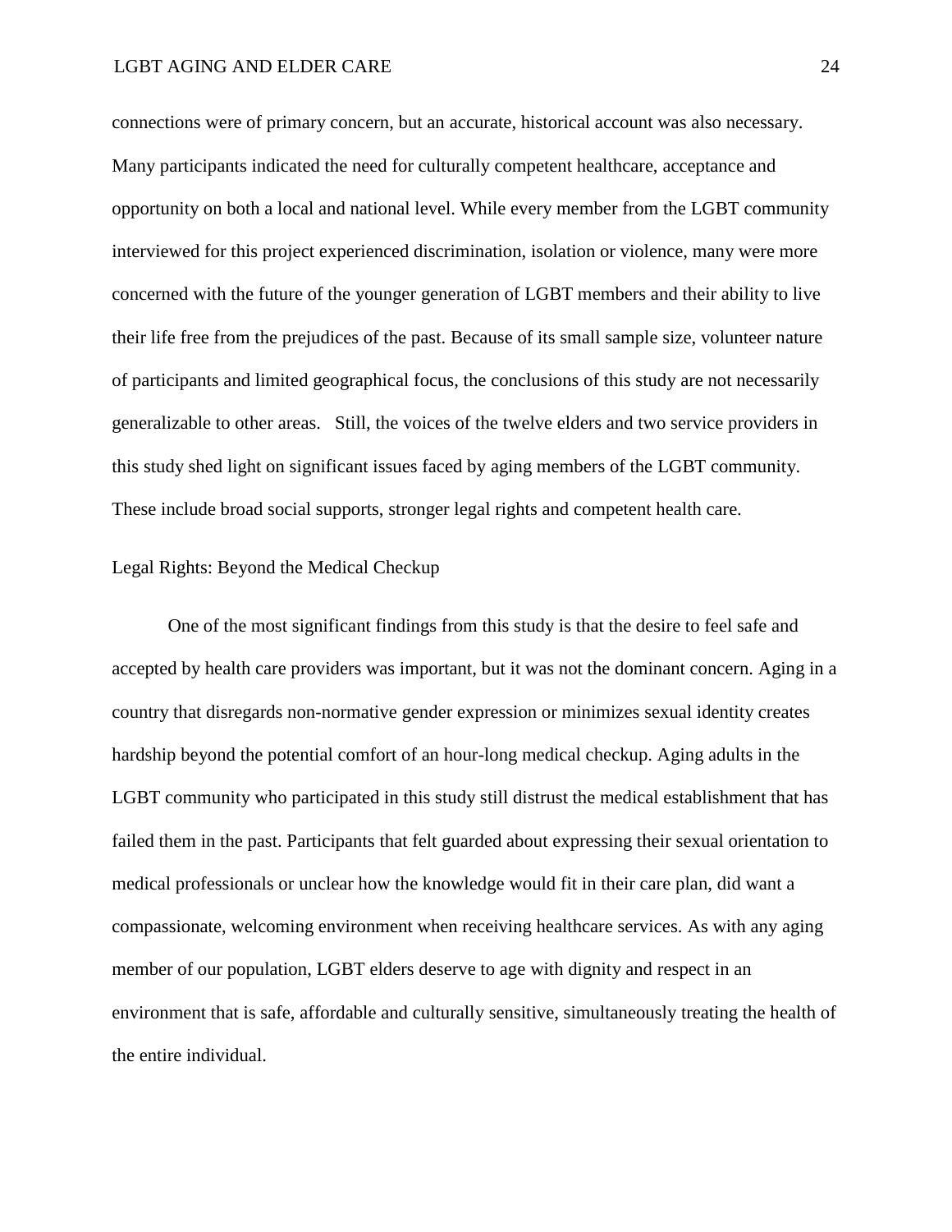connections were of primary concern, but an accurate, historical account was also necessary. Many participants indicated the need for culturally competent healthcare, acceptance and opportunity on both a local and national level. While every member from the LGBT community interviewed for this project experienced discrimination, isolation or violence, many were more concerned with the future of the younger generation of LGBT members and their ability to live their life free from the prejudices of the past. Because of its small sample size, volunteer nature of participants and limited geographical focus, the conclusions of this study are not necessarily generalizable to other areas. Still, the voices of the twelve elders and two service providers in this study shed light on significant issues faced by aging members of the LGBT community. These include broad social supports, stronger legal rights and competent health care.

## Legal Rights: Beyond the Medical Checkup

One of the most significant findings from this study is that the desire to feel safe and accepted by health care providers was important, but it was not the dominant concern. Aging in a country that disregards non-normative gender expression or minimizes sexual identity creates hardship beyond the potential comfort of an hour-long medical checkup. Aging adults in the LGBT community who participated in this study still distrust the medical establishment that has failed them in the past. Participants that felt guarded about expressing their sexual orientation to medical professionals or unclear how the knowledge would fit in their care plan, did want a compassionate, welcoming environment when receiving healthcare services. As with any aging member of our population, LGBT elders deserve to age with dignity and respect in an environment that is safe, affordable and culturally sensitive, simultaneously treating the health of the entire individual.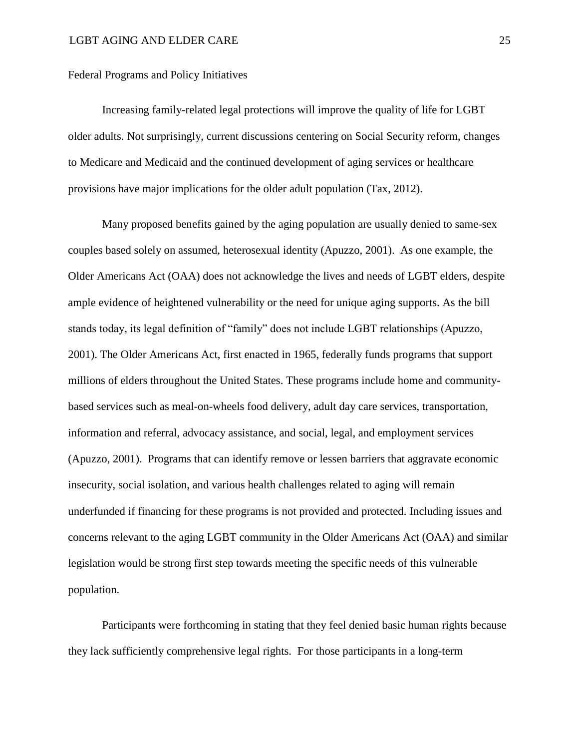## Federal Programs and Policy Initiatives

Increasing family-related legal protections will improve the quality of life for LGBT older adults. Not surprisingly, current discussions centering on Social Security reform, changes to Medicare and Medicaid and the continued development of aging services or healthcare provisions have major implications for the older adult population (Tax, 2012).

Many proposed benefits gained by the aging population are usually denied to same-sex couples based solely on assumed, heterosexual identity (Apuzzo, 2001). As one example, the Older Americans Act (OAA) does not acknowledge the lives and needs of LGBT elders, despite ample evidence of heightened vulnerability or the need for unique aging supports. As the bill stands today, its legal definition of "family" does not include LGBT relationships (Apuzzo, 2001). The Older Americans Act, first enacted in 1965, federally funds programs that support millions of elders throughout the United States. These programs include home and community-based services such as meal-on-wheels food delivery, adult day care services, transportation, information and referral, advocacy assistance, and social, legal, and employment services (Apuzzo, 2001). Programs that can identify remove or lessen barriers that aggravate economic insecurity, social isolation, and various health challenges related to aging will remain underfunded if financing for these programs is not provided and protected. Including issues and concerns relevant to the aging LGBT community in the Older Americans Act (OAA) and similar legislation would be strong first step towards meeting the specific needs of this vulnerable population.

Participants were forthcoming in stating that they feel denied basic human rights because they lack sufficiently comprehensive legal rights. For those participants in a long-term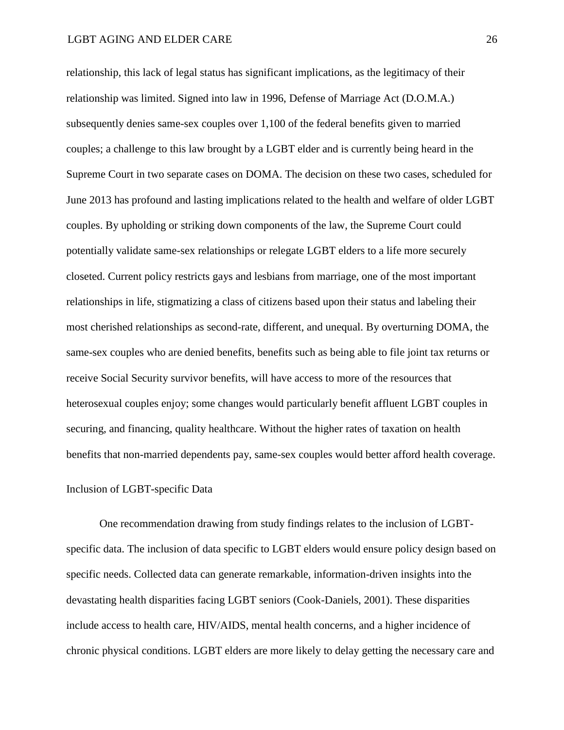relationship, this lack of legal status has significant implications, as the legitimacy of their relationship was limited. Signed into law in 1996, Defense of Marriage Act (D.O.M.A.) subsequently denies same-sex couples over 1,100 of the federal benefits given to married couples; a challenge to this law brought by a LGBT elder and is currently being heard in the Supreme Court in two separate cases on DOMA. The decision on these two cases, scheduled for June 2013 has profound and lasting implications related to the health and welfare of older LGBT couples. By upholding or striking down components of the law, the Supreme Court could potentially validate same-sex relationships or relegate LGBT elders to a life more securely closeted. Current policy restricts gays and lesbians from marriage, one of the most important relationships in life, stigmatizing a class of citizens based upon their status and labeling their most cherished relationships as second-rate, different, and unequal. By overturning DOMA, the same-sex couples who are denied benefits, benefits such as being able to file joint tax returns or receive Social Security survivor benefits, will have access to more of the resources that heterosexual couples enjoy; some changes would particularly benefit affluent LGBT couples in securing, and financing, quality healthcare. Without the higher rates of taxation on health benefits that non-married dependents pay, same-sex couples would better afford health coverage.

## Inclusion of LGBT-specific Data

One recommendation drawing from study findings relates to the inclusion of LGBT-specific data. The inclusion of data specific to LGBT elders would ensure policy design based on specific needs. Collected data can generate remarkable, information-driven insights into the devastating health disparities facing LGBT seniors (Cook-Daniels, 2001). These disparities include access to health care, HIV/AIDS, mental health concerns, and a higher incidence of chronic physical conditions. LGBT elders are more likely to delay getting the necessary care and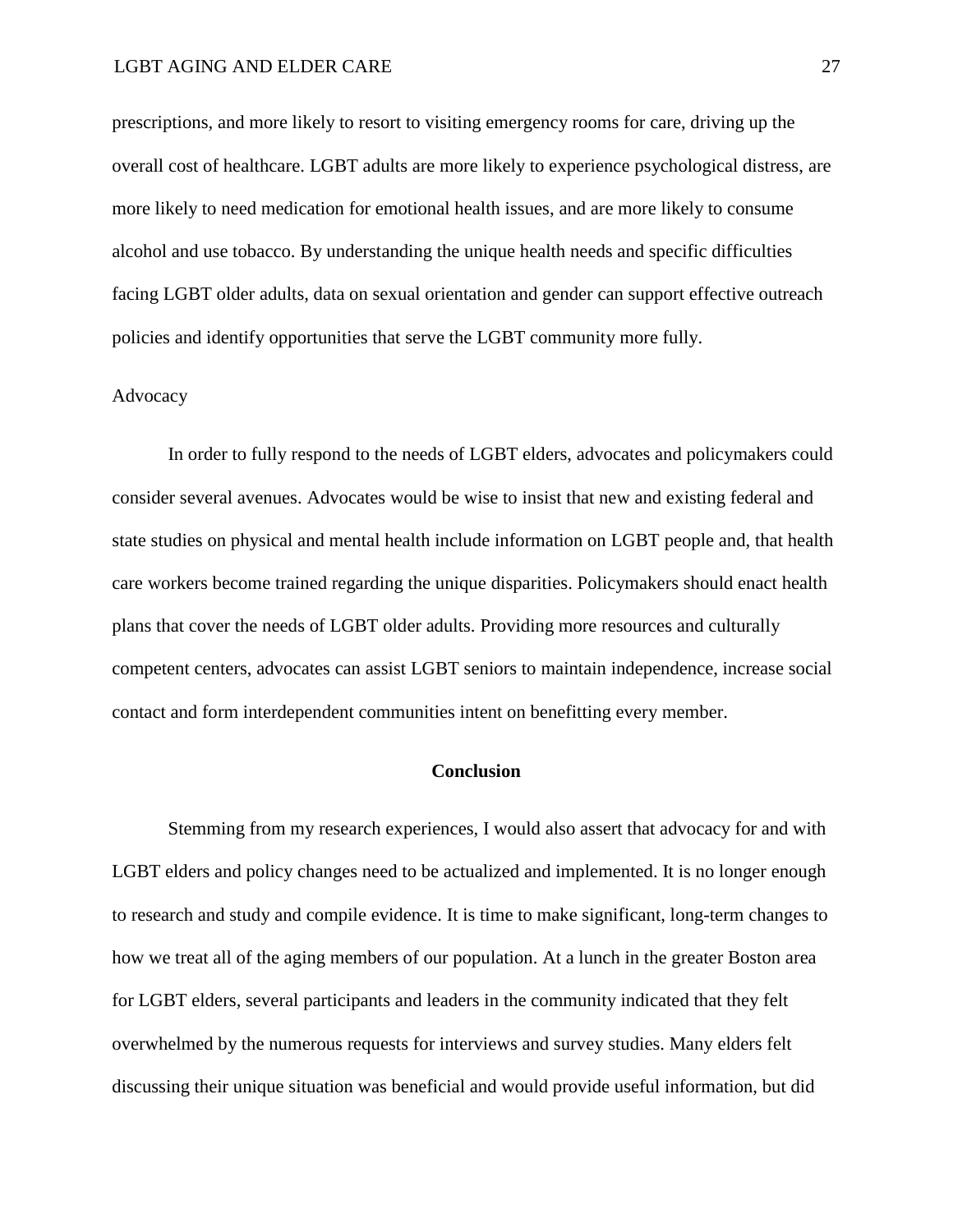prescriptions, and more likely to resort to visiting emergency rooms for care, driving up the overall cost of healthcare. LGBT adults are more likely to experience psychological distress, are more likely to need medication for emotional health issues, and are more likely to consume alcohol and use tobacco. By understanding the unique health needs and specific difficulties facing LGBT older adults, data on sexual orientation and gender can support effective outreach policies and identify opportunities that serve the LGBT community more fully.

### Advocacy

In order to fully respond to the needs of LGBT elders, advocates and policymakers could consider several avenues. Advocates would be wise to insist that new and existing federal and state studies on physical and mental health include information on LGBT people and, that health care workers become trained regarding the unique disparities. Policymakers should enact health plans that cover the needs of LGBT older adults. Providing more resources and culturally competent centers, advocates can assist LGBT seniors to maintain independence, increase social contact and form interdependent communities intent on benefitting every member.

## Conclusion

Stemming from my research experiences, I would also assert that advocacy for and with LGBT elders and policy changes need to be actualized and implemented. It is no longer enough to research and study and compile evidence. It is time to make significant, long-term changes to how we treat all of the aging members of our population. At a lunch in the greater Boston area for LGBT elders, several participants and leaders in the community indicated that they felt overwhelmed by the numerous requests for interviews and survey studies. Many elders felt discussing their unique situation was beneficial and would provide useful information, but did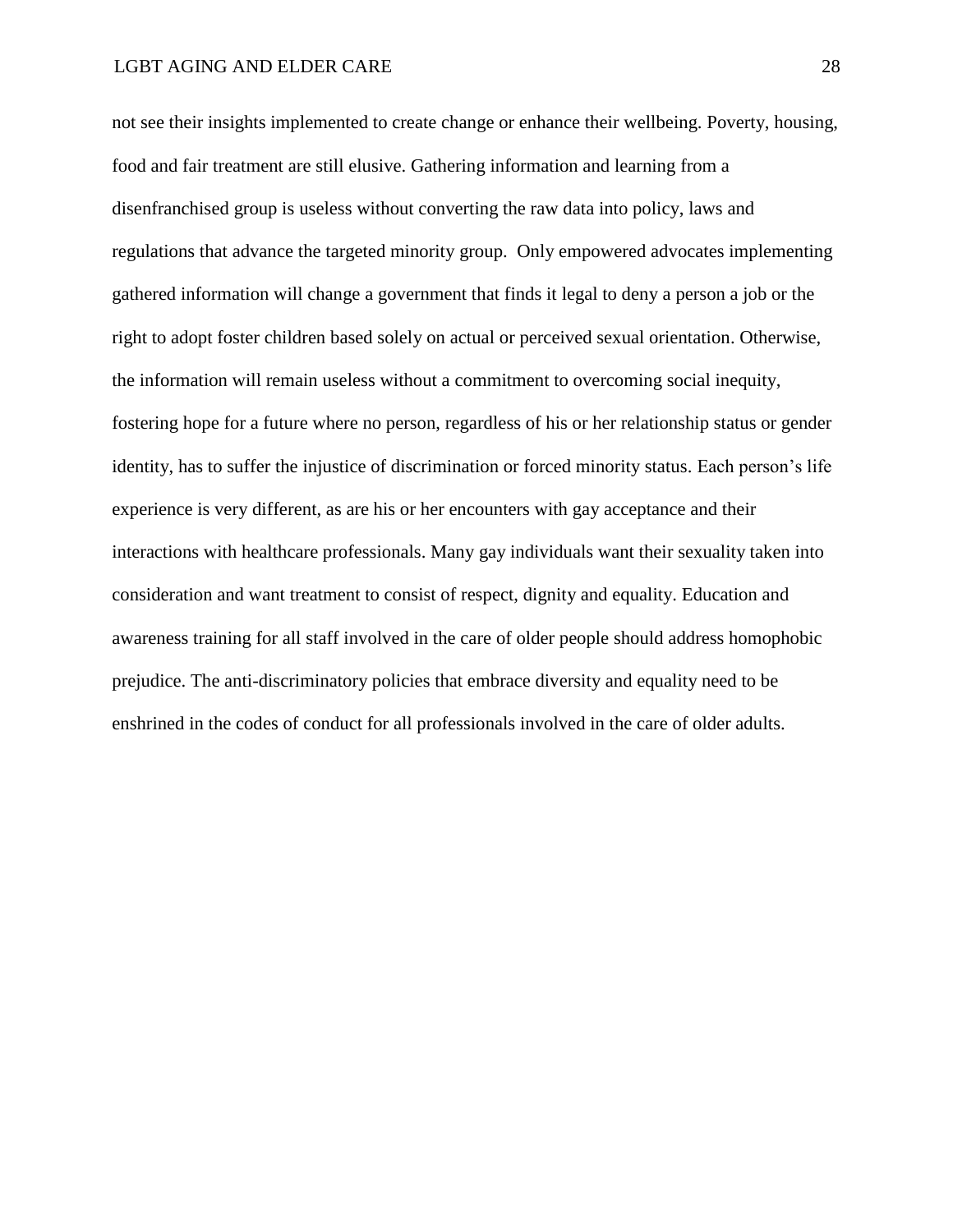not see their insights implemented to create change or enhance their wellbeing. Poverty, housing, food and fair treatment are still elusive. Gathering information and learning from a disenfranchised group is useless without converting the raw data into policy, laws and regulations that advance the targeted minority group.  Only empowered advocates implementing gathered information will change a government that finds it legal to deny a person a job or the right to adopt foster children based solely on actual or perceived sexual orientation. Otherwise, the information will remain useless without a commitment to overcoming social inequity, fostering hope for a future where no person, regardless of his or her relationship status or gender identity, has to suffer the injustice of discrimination or forced minority status. Each person's life experience is very different, as are his or her encounters with gay acceptance and their interactions with healthcare professionals. Many gay individuals want their sexuality taken into consideration and want treatment to consist of respect, dignity and equality. Education and awareness training for all staff involved in the care of older people should address homophobic prejudice. The anti-discriminatory policies that embrace diversity and equality need to be enshrined in the codes of conduct for all professionals involved in the care of older adults.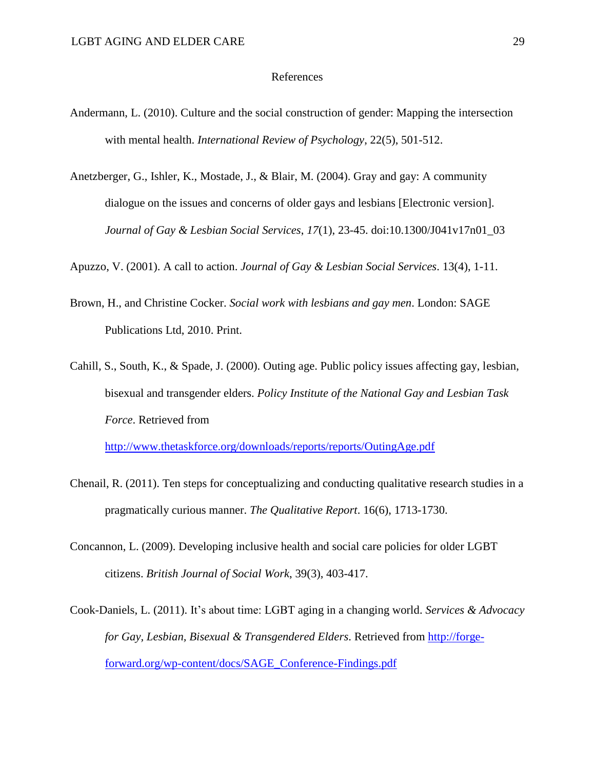# References

Andermann, L. (2010). Culture and the social construction of gender: Mapping the intersection with mental health. *International Review of Psychology*, 22(5), 501-512.

Anetzberger, G., Ishler, K., Mostade, J., & Blair, M. (2004). Gray and gay: A community dialogue on the issues and concerns of older gays and lesbians [Electronic version]. *Journal of Gay & Lesbian Social Services*, *17*(1), 23-45. doi:10.1300/J041v17n01_03

Apuzzo, V. (2001). A call to action. *Journal of Gay & Lesbian Social Services*. 13(4), 1-11.

Brown, H., and Christine Cocker. *Social work with lesbians and gay men*. London: SAGE Publications Ltd, 2010. Print.

Cahill, S., South, K., & Spade, J. (2000). Outing age. Public policy issues affecting gay, lesbian, bisexual and transgender elders. *Policy Institute of the National Gay and Lesbian Task Force*. Retrieved from http://www.thetaskforce.org/downloads/reports/reports/OutingAge.pdf

Chenail, R. (2011). Ten steps for conceptualizing and conducting qualitative research studies in a pragmatically curious manner. *The Qualitative Report*. 16(6), 1713-1730.

Concannon, L. (2009). Developing inclusive health and social care policies for older LGBT citizens. *British Journal of Social Work*, 39(3), 403-417.

Cook-Daniels, L. (2011). It's about time: LGBT aging in a changing world. *Services & Advocacy for Gay, Lesbian, Bisexual & Transgendered Elders*. Retrieved from http://forge-forward.org/wp-content/docs/SAGE_Conference-Findings.pdf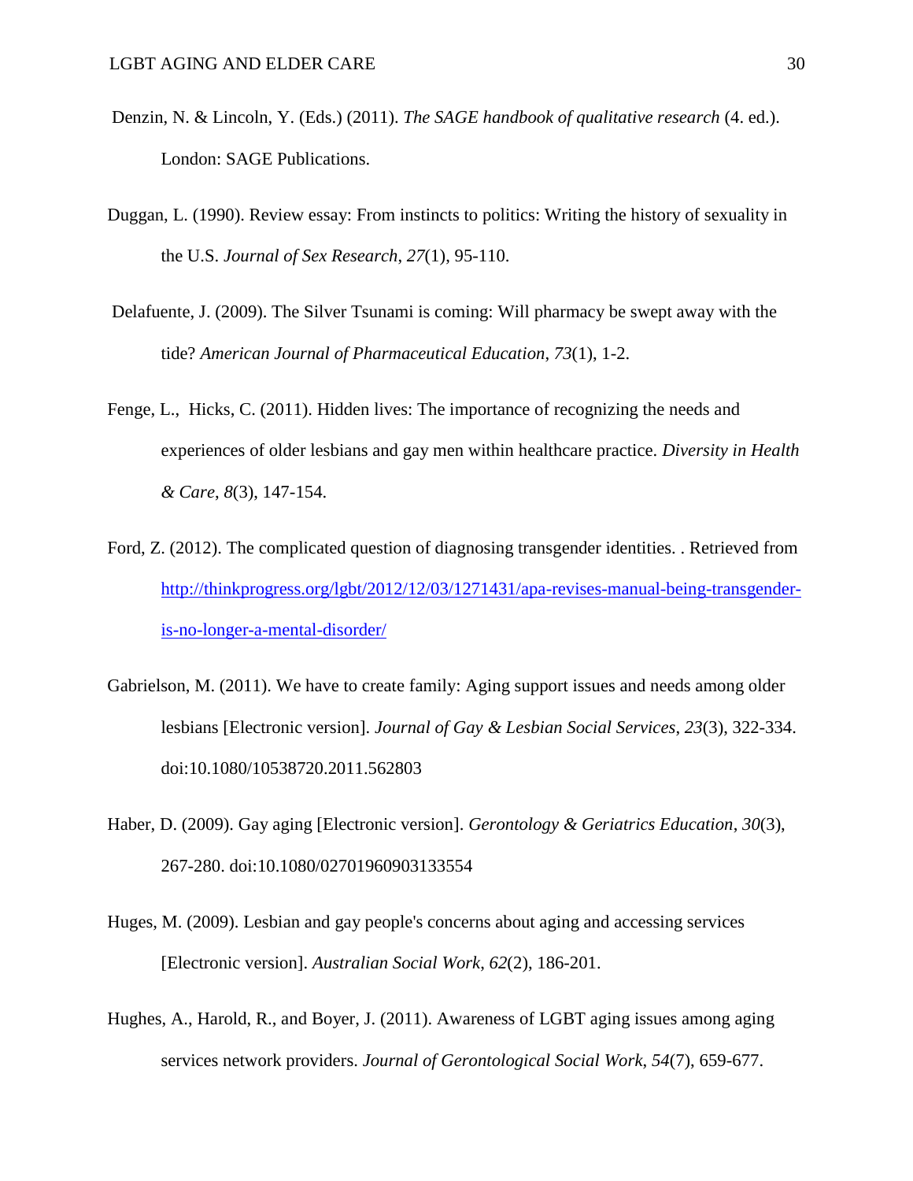Denzin, N. & Lincoln, Y. (Eds.) (2011). *The SAGE handbook of qualitative research* (4. ed.). London: SAGE Publications.

Duggan, L. (1990). Review essay: From instincts to politics: Writing the history of sexuality in the U.S. *Journal of Sex Research*, *27*(1), 95-110.

Delafuente, J. (2009). The Silver Tsunami is coming: Will pharmacy be swept away with the tide? *American Journal of Pharmaceutical Education*, *73*(1), 1-2.

Fenge, L., Hicks, C. (2011). Hidden lives: The importance of recognizing the needs and experiences of older lesbians and gay men within healthcare practice. *Diversity in Health & Care*, *8*(3), 147-154.

Ford, Z. (2012). The complicated question of diagnosing transgender identities. . Retrieved from [http://thinkprogress.org/lgbt/2012/12/03/1271431/apa-revises-manual-being-transgender-is-no-longer-a-mental-disorder/](http://thinkprogress.org/lgbt/2012/12/03/1271431/apa-revises-manual-being-transgender-is-no-longer-a-mental-disorder/)

Gabrielson, M. (2011). We have to create family: Aging support issues and needs among older lesbians [Electronic version]. *Journal of Gay & Lesbian Social Services*, *23*(3), 322-334. doi:10.1080/10538720.2011.562803

Haber, D. (2009). Gay aging [Electronic version]. *Gerontology & Geriatrics Education*, *30*(3), 267-280. doi:10.1080/02701960903133554

Huges, M. (2009). Lesbian and gay people's concerns about aging and accessing services [Electronic version]. *Australian Social Work*, *62*(2), 186-201.

Hughes, A., Harold, R., and Boyer, J. (2011). Awareness of LGBT aging issues among aging services network providers. *Journal of Gerontological Social Work*, *54*(7), 659-677.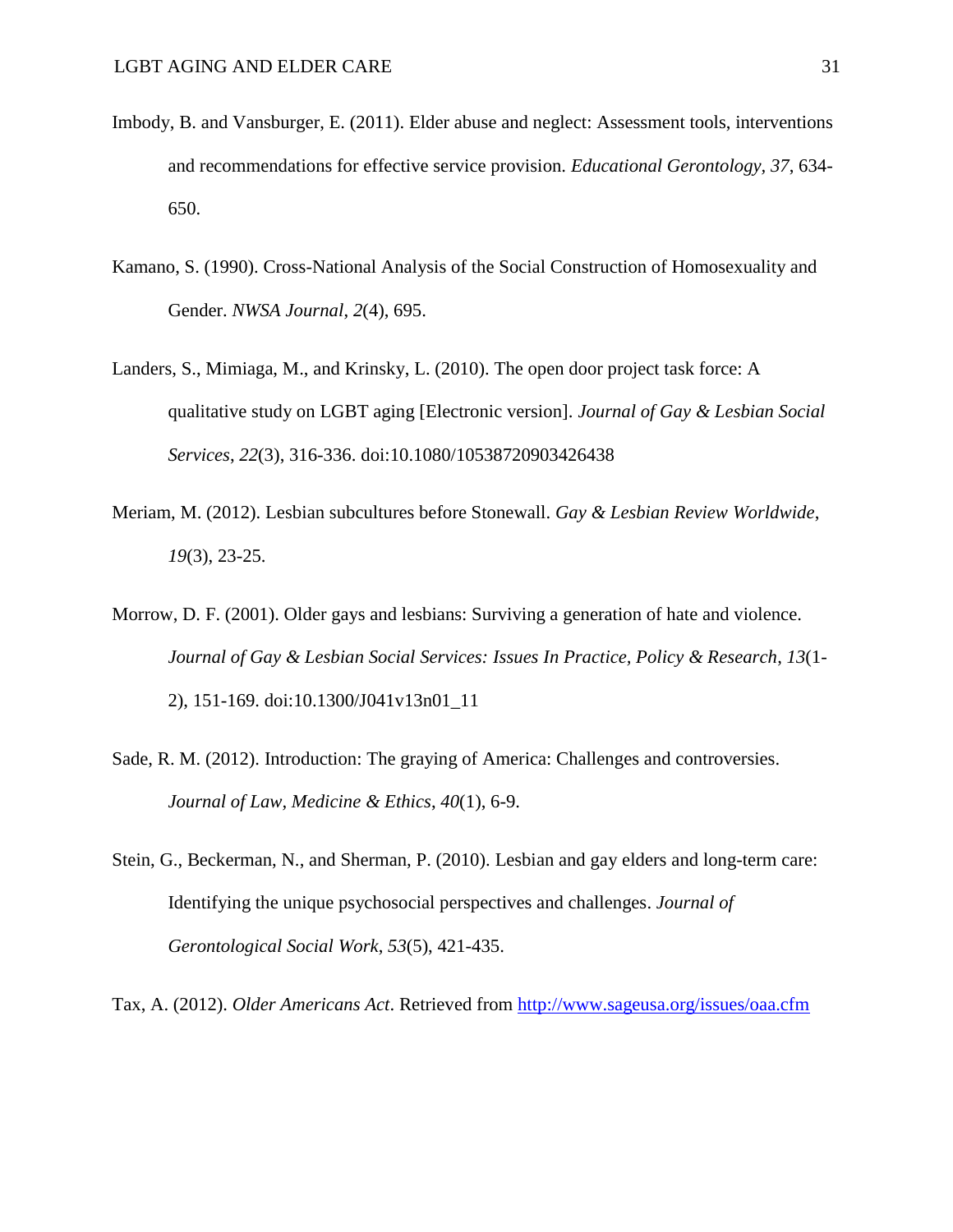Imbody, B. and Vansburger, E. (2011). Elder abuse and neglect: Assessment tools, interventions and recommendations for effective service provision. *Educational Gerontology*, *37*, 634-650.

Kamano, S. (1990). Cross-National Analysis of the Social Construction of Homosexuality and Gender. *NWSA Journal*, *2*(4), 695.

Landers, S., Mimiaga, M., and Krinsky, L. (2010). The open door project task force: A qualitative study on LGBT aging [Electronic version]. *Journal of Gay & Lesbian Social Services*, *22*(3), 316-336. doi:10.1080/10538720903426438

Meriam, M. (2012). Lesbian subcultures before Stonewall. *Gay & Lesbian Review Worldwide*, *19*(3), 23-25.

Morrow, D. F. (2001). Older gays and lesbians: Surviving a generation of hate and violence. *Journal of Gay & Lesbian Social Services: Issues In Practice, Policy & Research*, *13*(1-2), 151-169. doi:10.1300/J041v13n01_11

Sade, R. M. (2012). Introduction: The graying of America: Challenges and controversies. *Journal of Law, Medicine & Ethics*, *40*(1), 6-9.

Stein, G., Beckerman, N., and Sherman, P. (2010). Lesbian and gay elders and long-term care: Identifying the unique psychosocial perspectives and challenges. *Journal of Gerontological Social Work*, *53*(5), 421-435.

Tax, A. (2012). *Older Americans Act*. Retrieved from http://www.sageusa.org/issues/oaa.cfm